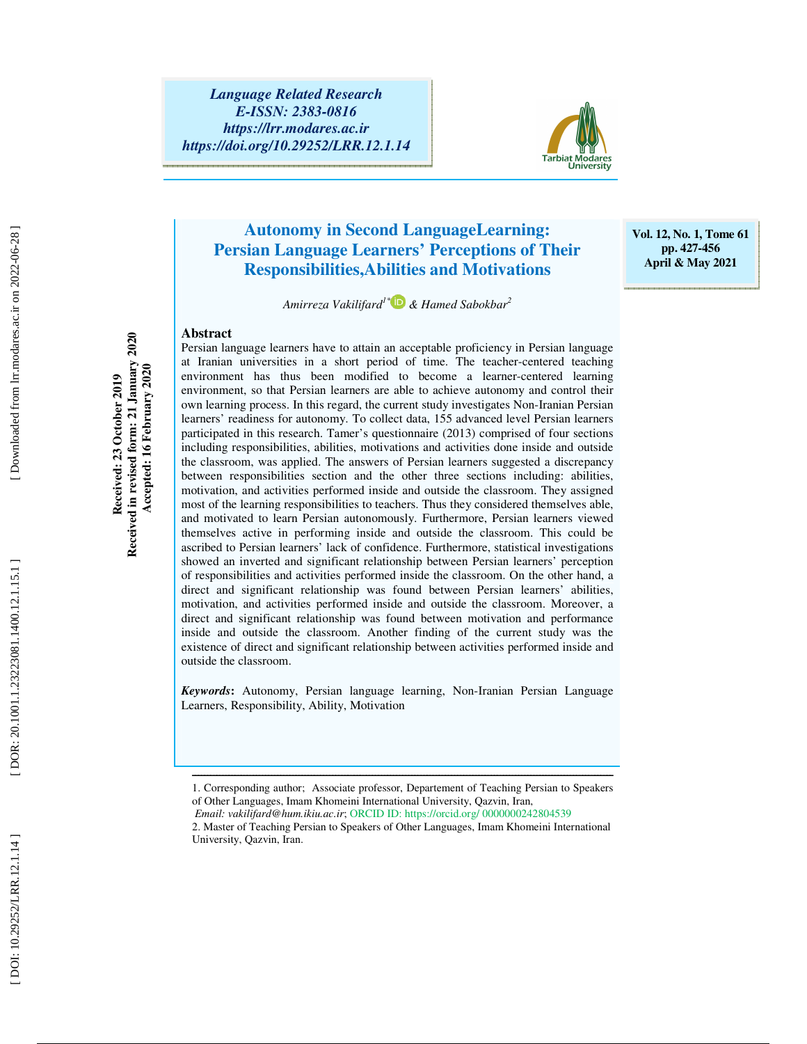# Autonomy in Second LanguageLearning: Persian Language Learners' Perceptions of Their Responsibilities,Abilities and Motivations

*Amirreza Vakilifard*[1*] *& Hamed Sabokbar*[2]

Received: 23 October 2019
Received in revised form: 21 January 2020
Accepted: 16 February 2020

## Abstract

Persian language learners have to attain an acceptable proficiency in Persian language at Iranian universities in a short period of time. The teacher-centered teaching environment has thus been modified to become a learner-centered learning environment, so that Persian learners are able to achieve autonomy and control their own learning process. In this regard, the current study investigates Non-Iranian Persian learners' readiness for autonomy. To collect data, 155 advanced level Persian learners participated in this research. Tamer's questionnaire (2013) comprised of four sections including responsibilities, abilities, motivations and activities done inside and outside the classroom, was applied. The answers of Persian learners suggested a discrepancy between responsibilities section and the other three sections including: abilities, motivation, and activities performed inside and outside the classroom. They assigned most of the learning responsibilities to teachers. Thus they considered themselves able, and motivated to learn Persian autonomously. Furthermore, Persian learners viewed themselves active in performing inside and outside the classroom. This could be ascribed to Persian learners' lack of confidence. Furthermore, statistical investigations showed an inverted and significant relationship between Persian learners' perception of responsibilities and activities performed inside the classroom. On the other hand, a direct and significant relationship was found between Persian learners' abilities, motivation, and activities performed inside and outside the classroom. Moreover, a direct and significant relationship was found between motivation and performance inside and outside the classroom. Another finding of the current study was the existence of direct and significant relationship between activities performed inside and outside the classroom.

***Keywords*****:** Autonomy, Persian language learning, Non-Iranian Persian Language Learners, Responsibility, Ability, Motivation

---

1. Corresponding author; Associate professor, Departement of Teaching Persian to Speakers of Other Languages, Imam Khomeini International University, Qazvin, Iran,
*Email: vakilifard@hum.ikiu.ac.ir*; ORCID ID: https://orcid.org/ 0000000242804539

2. Master of Teaching Persian to Speakers of Other Languages, Imam Khomeini International University, Qazvin, Iran.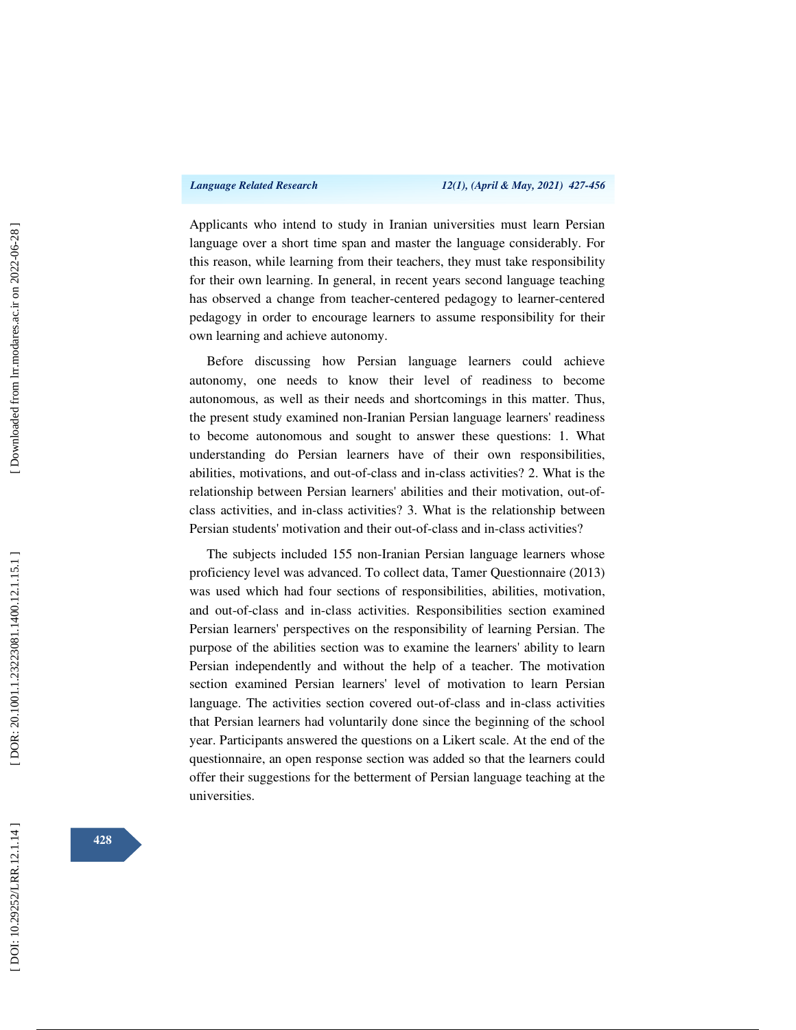Applicants who intend to study in Iranian universities must learn Persian language over a short time span and master the language considerably. For this reason, while learning from their teachers, they must take responsibility for their own learning. In general, in recent years second language teaching has observed a change from teacher-centered pedagogy to learner-centered pedagogy in order to encourage learners to assume responsibility for their own learning and achieve autonomy.

Before discussing how Persian language learners could achieve autonomy, one needs to know their level of readiness to become autonomous, as well as their needs and shortcomings in this matter. Thus, the present study examined non-Iranian Persian language learners' readiness to become autonomous and sought to answer these questions: 1. What understanding do Persian learners have of their own responsibilities, abilities, motivations, and out-of-class and in-class activities? 2. What is the relationship between Persian learners' abilities and their motivation, out-of-class activities, and in-class activities? 3. What is the relationship between Persian students' motivation and their out-of-class and in-class activities?

The subjects included 155 non-Iranian Persian language learners whose proficiency level was advanced. To collect data, Tamer Questionnaire (2013) was used which had four sections of responsibilities, abilities, motivation, and out-of-class and in-class activities. Responsibilities section examined Persian learners' perspectives on the responsibility of learning Persian. The purpose of the abilities section was to examine the learners' ability to learn Persian independently and without the help of a teacher. The motivation section examined Persian learners' level of motivation to learn Persian language. The activities section covered out-of-class and in-class activities that Persian learners had voluntarily done since the beginning of the school year. Participants answered the questions on a Likert scale. At the end of the questionnaire, an open response section was added so that the learners could offer their suggestions for the betterment of Persian language teaching at the universities.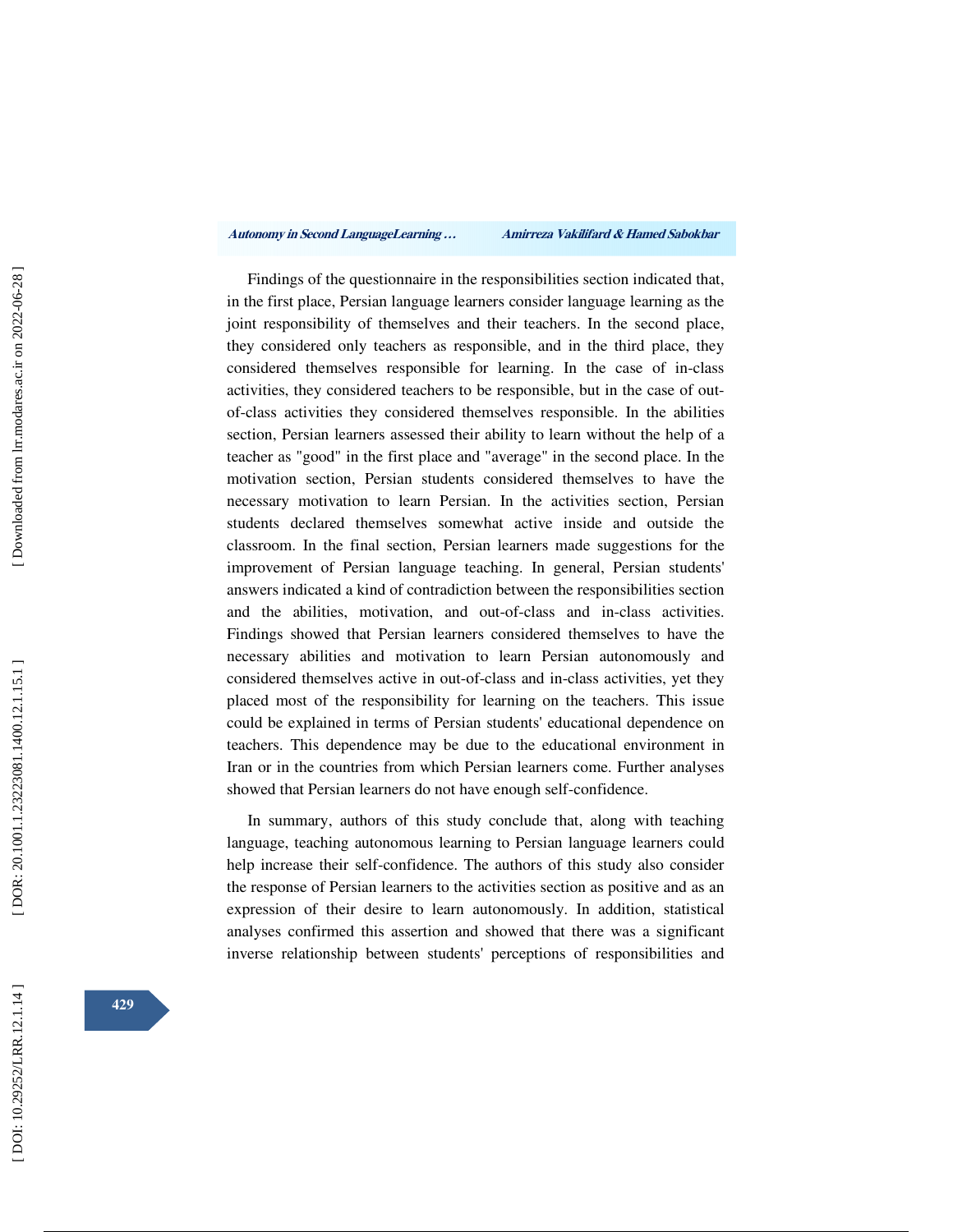Findings of the questionnaire in the responsibilities section indicated that, in the first place, Persian language learners consider language learning as the joint responsibility of themselves and their teachers. In the second place, they considered only teachers as responsible, and in the third place, they considered themselves responsible for learning. In the case of in-class activities, they considered teachers to be responsible, but in the case of out-of-class activities they considered themselves responsible. In the abilities section, Persian learners assessed their ability to learn without the help of a teacher as "good" in the first place and "average" in the second place. In the motivation section, Persian students considered themselves to have the necessary motivation to learn Persian. In the activities section, Persian students declared themselves somewhat active inside and outside the classroom. In the final section, Persian learners made suggestions for the improvement of Persian language teaching. In general, Persian students' answers indicated a kind of contradiction between the responsibilities section and the abilities, motivation, and out-of-class and in-class activities. Findings showed that Persian learners considered themselves to have the necessary abilities and motivation to learn Persian autonomously and considered themselves active in out-of-class and in-class activities, yet they placed most of the responsibility for learning on the teachers. This issue could be explained in terms of Persian students' educational dependence on teachers. This dependence may be due to the educational environment in Iran or in the countries from which Persian learners come. Further analyses showed that Persian learners do not have enough self-confidence.

In summary, authors of this study conclude that, along with teaching language, teaching autonomous learning to Persian language learners could help increase their self-confidence. The authors of this study also consider the response of Persian learners to the activities section as positive and as an expression of their desire to learn autonomously. In addition, statistical analyses confirmed this assertion and showed that there was a significant inverse relationship between students' perceptions of responsibilities and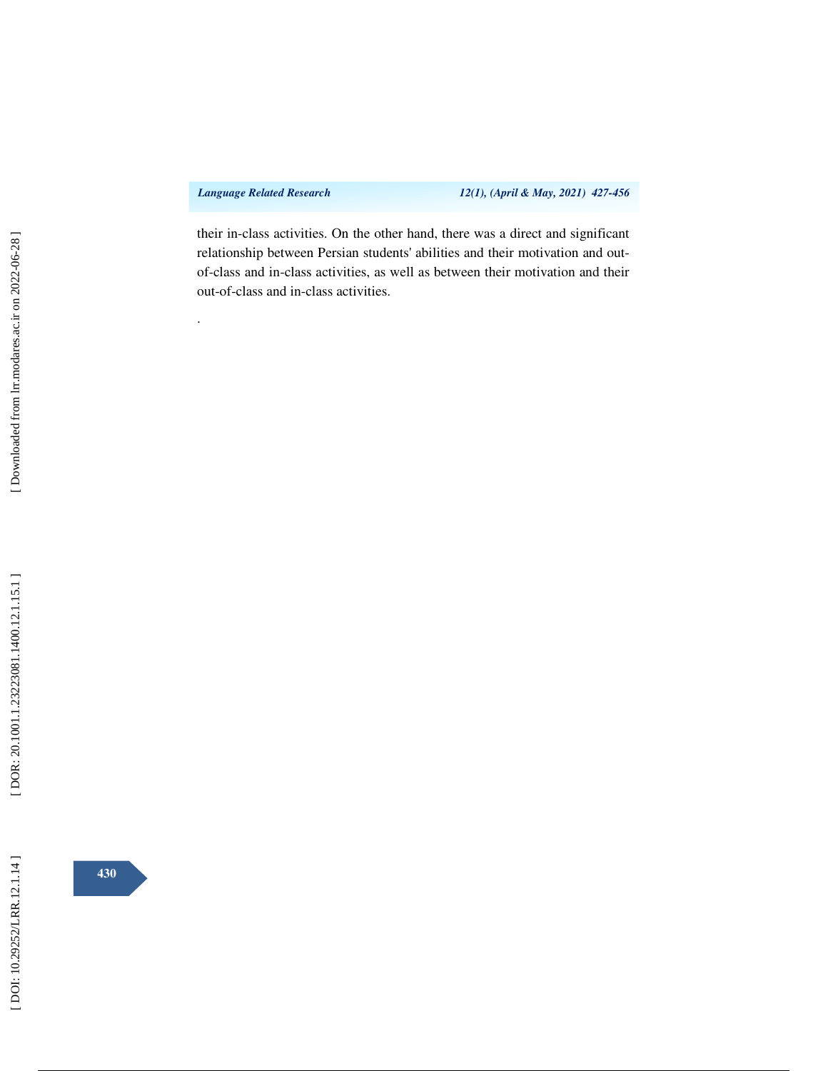their in-class activities. On the other hand, there was a direct and significant relationship between Persian students' abilities and their motivation and out-of-class and in-class activities, as well as between their motivation and their out-of-class and in-class activities.

.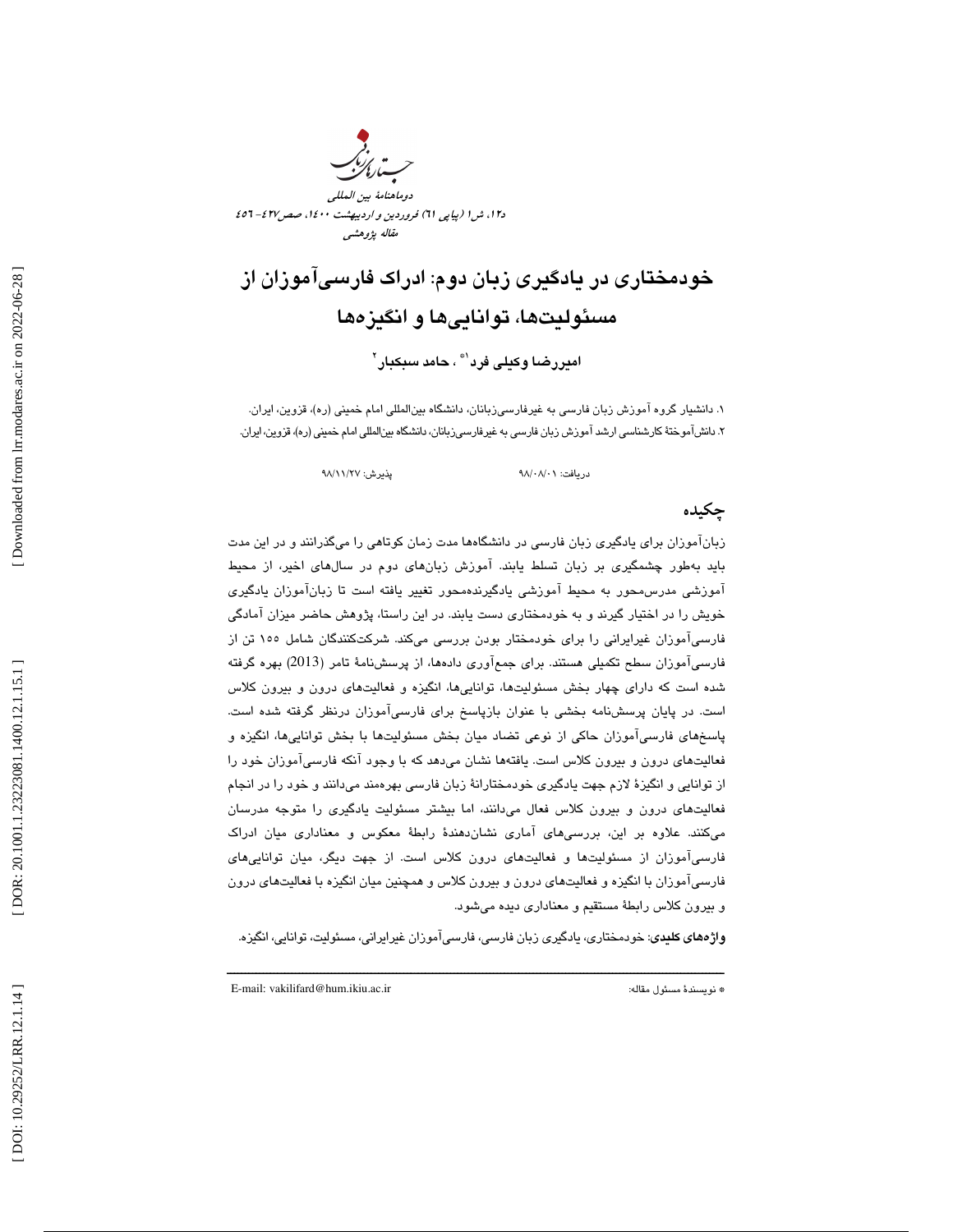# خودمختاری در یادگیری زبان دوم: ادراک فارسی‌آموزان از مسئولیت‌ها، توانایی‌ها و انگیزه‌ها

**امیررضا وکیلی فرد[1]* ، حامد سبکبار[2]**

۱. دانشیار گروه آموزش زبان فارسی به غیرفارسی‌زبانان، دانشگاه بین‌المللی امام خمینی (ره)، قزوین، ایران.
۲. دانش‌آموختهٔ کارشناسی ارشد آموزش زبان فارسی به غیرفارسی‌زبانان، دانشگاه بین‌المللی امام خمینی (ره)، قزوین، ایران.

دریافت: ۹۸/۰۸/۰۱ پذیرش: ۹۸/۱۱/۲۷

## چکیده

زبان‌آموزان برای یادگیری زبان فارسی در دانشگاه‌ها مدت زمان کوتاهی را می‌گذرانند و در این مدت باید به‌طور چشمگیری بر زبان تسلط یابند. آموزش زبان‌های دوم در سال‌های اخیر، از محیط آموزشی مدرس‌محور به محیط آموزشی یادگیرنده‌محور تغییر یافته است تا زبان‌آموزان یادگیری خویش را در اختیار گیرند و به خودمختاری دست یابند. در این راستا، پژوهش حاضر میزان آمادگی فارسی‌آموزان غیرایرانی را برای خودمختار بودن بررسی می‌کند. شرکت‌کنندگان شامل ۱۵۵ تن از فارسی‌آموزان سطح تکمیلی هستند. برای جمع‌آوری داده‌ها، از پرسش‌نامهٔ تامز (2013) بهره گرفته شده است که دارای چهار بخش مسئولیت‌ها، توانایی‌ها، انگیزه و فعالیت‌های درون و بیرون کلاس است. در پایان پرسش‌نامه بخشی با عنوان بازپاسخ برای فارسی‌آموزان درنظر گرفته شده است. پاسخ‌های فارسی‌آموزان حاکی از نوعی تضاد میان بخش مسئولیت‌ها با بخش توانایی‌ها، انگیزه و فعالیت‌های درون و بیرون کلاس است. یافته‌ها نشان می‌دهد که با وجود آنکه فارسی‌آموزان خود را از توانایی و انگیزهٔ لازم جهت یادگیری خودمختارانهٔ زبان فارسی بهره‌مند می‌دانند و خود را در انجام فعالیت‌های درون و بیرون کلاس فعال می‌دانند، اما بیشتر مسئولیت یادگیری را متوجه مدرسان می‌کنند. علاوه بر این، بررسی‌های آماری نشان‌دهندهٔ رابطهٔ معکوس و معناداری میان ادراک فارسی‌آموزان از مسئولیت‌ها و فعالیت‌های درون کلاس است. از جهت دیگر، میان توانایی‌های فارسی‌آموزان با انگیزه و فعالیت‌های درون و بیرون کلاس و همچنین میان انگیزه با فعالیت‌های درون و بیرون کلاس رابطهٔ مستقیم و معناداری دیده می‌شود.

**واژه‌های کلیدی**: خودمختاری، یادگیری زبان فارسی، فارسی‌آموزان غیرایرانی، مسئولیت، توانایی، انگیزه.

---

* نویسندهٔ مسئول مقاله: E-mail: vakilifard@hum.ikiu.ac.ir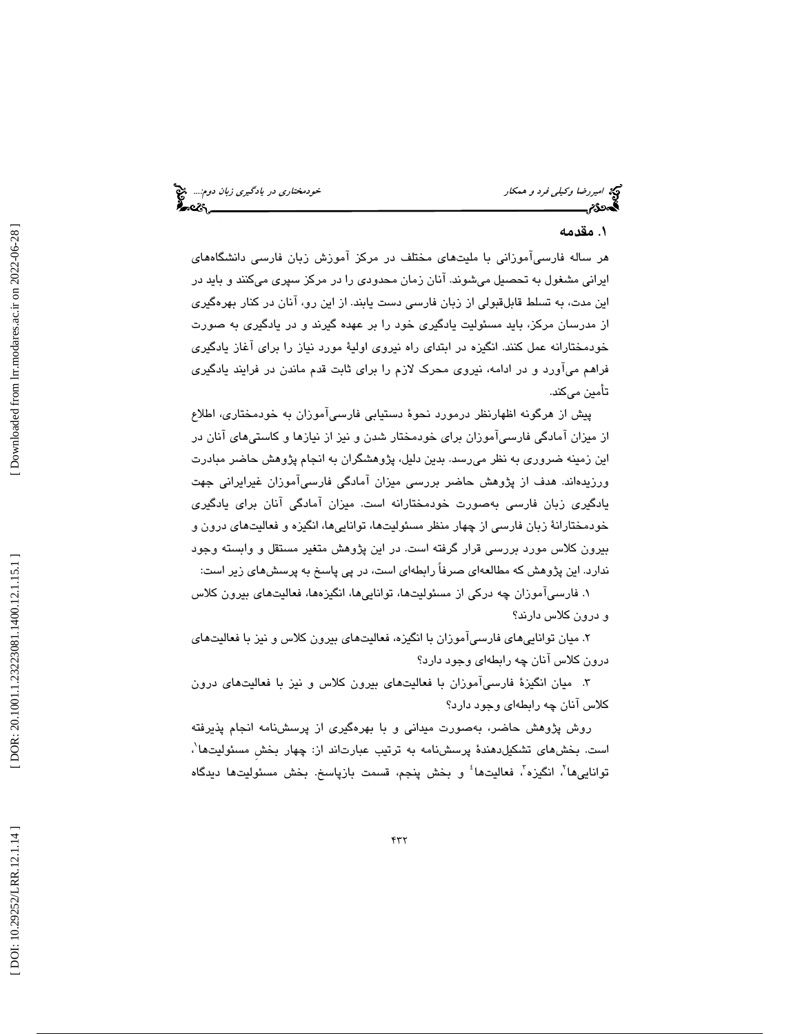## ۱. مقدمه

هر ساله فارسی‌آموزانی با ملیت‌های مختلف در مرکز آموزش زبان فارسی دانشگاه‌های ایرانی مشغول به تحصیل می‌شوند. آنان زمان محدودی را در مرکز سپری می‌کنند و باید در این مدت، به تسلط قابل‌قبولی از زبان فارسی دست یابند. از این رو، آنان در کنار بهره‌گیری از مدرسان مرکز، باید مسئولیت یادگیری خود را بر عهده گیرند و در یادگیری به صورت خودمختارانه عمل کنند. انگیزه در ابتدای راه نیروی اولیهٔ مورد نیاز را برای آغاز یادگیری فراهم می‌آورد و در ادامه، نیروی محرک لازم را برای ثابت قدم ماندن در فرایند یادگیری تأمین می‌کند.

پیش از هرگونه اظهارنظر درمورد نحوهٔ دستیابی فارسی‌آموزان به خودمختاری، اطلاع از میزان آمادگی فارسی‌آموزان برای خودمختار شدن و نیز از نیازها و کاستی‌های آنان در این زمینه ضروری به نظر می‌رسد. بدین دلیل، پژوهشگران به انجام پژوهش حاضر مبادرت ورزیده‌اند. هدف از پژوهش حاضر بررسی میزان آمادگی فارسی‌آموزان غیرایرانی جهت یادگیری زبان فارسی به‌صورت خودمختارانه است. میزان آمادگی آنان برای یادگیری خودمختارانهٔ زبان فارسی از چهار منظر مسئولیت‌ها، توانایی‌ها، انگیزه و فعالیت‌های درون و بیرون کلاس مورد بررسی قرار گرفته است. در این پژوهش متغیر مستقل و وابسته وجود ندارد. این پژوهش که مطالعه‌ای صرفاً رابطه‌ای است، در پی پاسخ به پرسش‌های زیر است:

۱. فارسی‌آموزان چه درکی از مسئولیت‌ها، توانایی‌ها، انگیزه‌ها، فعالیت‌های بیرون کلاس و درون کلاس دارند؟

۲. میان توانایی‌های فارسی‌آموزان با انگیزه، فعالیت‌های بیرون کلاس و نیز با فعالیت‌های درون کلاس آنان چه رابطه‌ای وجود دارد؟

۳. میان انگیزهٔ فارسی‌آموزان با فعالیت‌های بیرون کلاس و نیز با فعالیت‌های درون کلاس آنان چه رابطه‌ای وجود دارد؟

روش پژوهش حاضر، به‌صورت میدانی و با بهره‌گیری از پرسش‌نامه انجام پذیرفته است. بخش‌های تشکیل‌دهندهٔ پرسش‌نامه به ترتیب عبارت‌اند از: چهار بخشِ مسئولیت‌ها[1]، توانایی‌ها[2]، انگیزه[3]، فعالیت‌ها[4] و بخش پنجم، قسمت بازپاسخ. بخش مسئولیت‌ها دیدگاه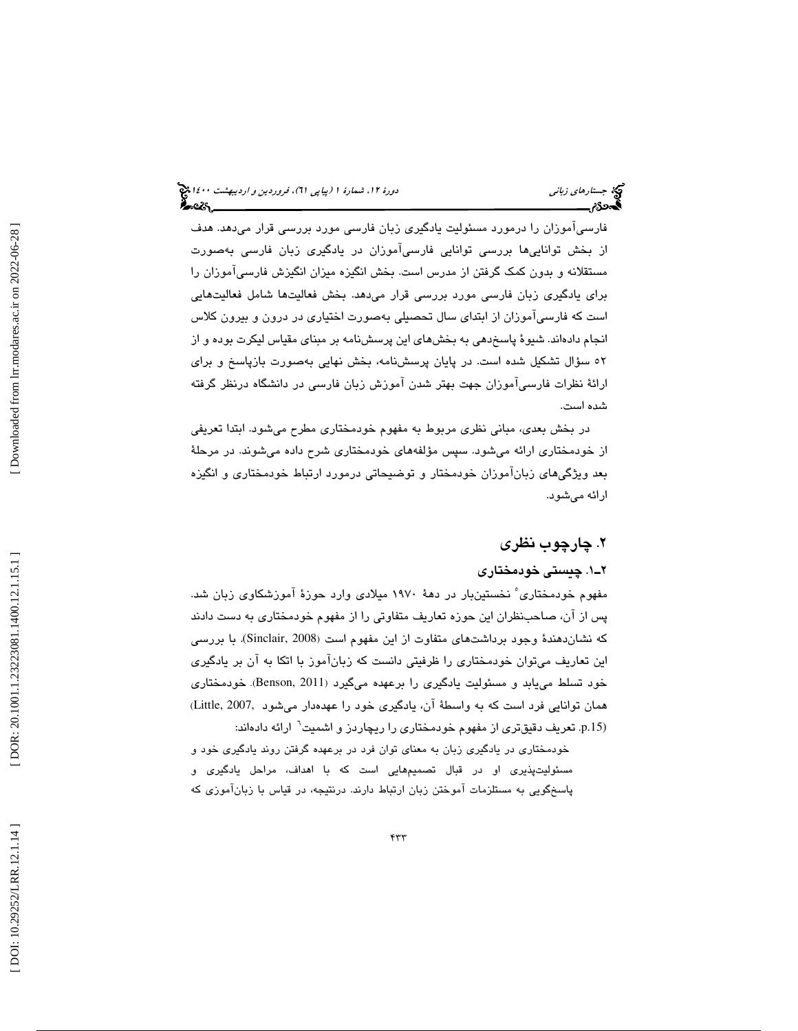فارسی‌آموزان را درمورد مسئولیت یادگیری زبان فارسی مورد بررسی قرار می‌دهد. هدف از بخش توانایی‌ها بررسی توانایی فارسی‌آموزان در یادگیری زبان فارسی به‌صورت مستقلانه و بدون کمک گرفتن از مدرس است. بخش انگیزه میزان انگیزش فارسی‌آموزان را برای یادگیری زبان فارسی مورد بررسی قرار می‌دهد. بخش فعالیت‌ها شامل فعالیت‌هایی است که فارسی‌آموزان از ابتدای سال تحصیلی به‌صورت اختیاری در درون و بیرون کلاس انجام داده‌اند. شیوهٔ پاسخ‌دهی به بخش‌های این پرسش‌نامه بر مبنای مقیاس لیکرت بوده و از ۵۲ سؤال تشکیل شده است. در پایان پرسش‌نامه، بخش نهایی به‌صورت بازپاسخ و برای ارائهٔ نظرات فارسی‌آموزان جهت بهتر شدن آموزش زبان فارسی در دانشگاه درنظر گرفته شده است.

در بخش بعدی، مبانی نظری مربوط به مفهوم خودمختاری مطرح می‌شود. ابتدا تعریفی از خودمختاری ارائه می‌شود. سپس مؤلفه‌های خودمختاری شرح داده می‌شوند. در مرحلهٔ بعد ویژگی‌های زبان‌آموزان خودمختار و توضیحاتی درمورد ارتباط خودمختاری و انگیزه ارائه می‌شود.

## ۲. چارچوب نظری

### ۲ـ۱. چیستی خودمختاری

مفهوم خودمختاری[5] نخستین‌بار در دهۀ ۱۹۷۰ میلادی وارد حوزۀ آموزشکاوی زبان شد. پس از آن، صاحب‌نظران این حوزه تعاریف متفاوتی را از مفهوم خودمختاری به دست دادند که نشان‌دهندهٔ وجود برداشت‌های متفاوت از این مفهوم است (Sinclair, 2008). با بررسی این تعاریف می‌توان خودمختاری را ظرفیتی دانست که زبان‌آموز با اتکا به آن بر یادگیری خود تسلط می‌یابد و مسئولیت یادگیری را برعهده می‌گیرد (Benson, 2011). خودمختاری همان توانایی فرد است که به واسطهٔ آن، یادگیری خود را عهده‌دار می‌شود (Little, 2007, p.15). تعریف دقیق‌تری از مفهوم خودمختاری را ریچاردز و اشمیت[6] ارائه داده‌اند:

> خودمختاری در یادگیری زبان به معنای توان فرد در برعهده گرفتن روند یادگیری خود و مسئولیت‌پذیری او در قبال تصمیم‌هایی است که با اهداف، مراحل یادگیری و پاسخ‌گویی به مستلزمات آموختن زبان ارتباط دارند. درنتیجه، در قیاس با زبان‌آموزی که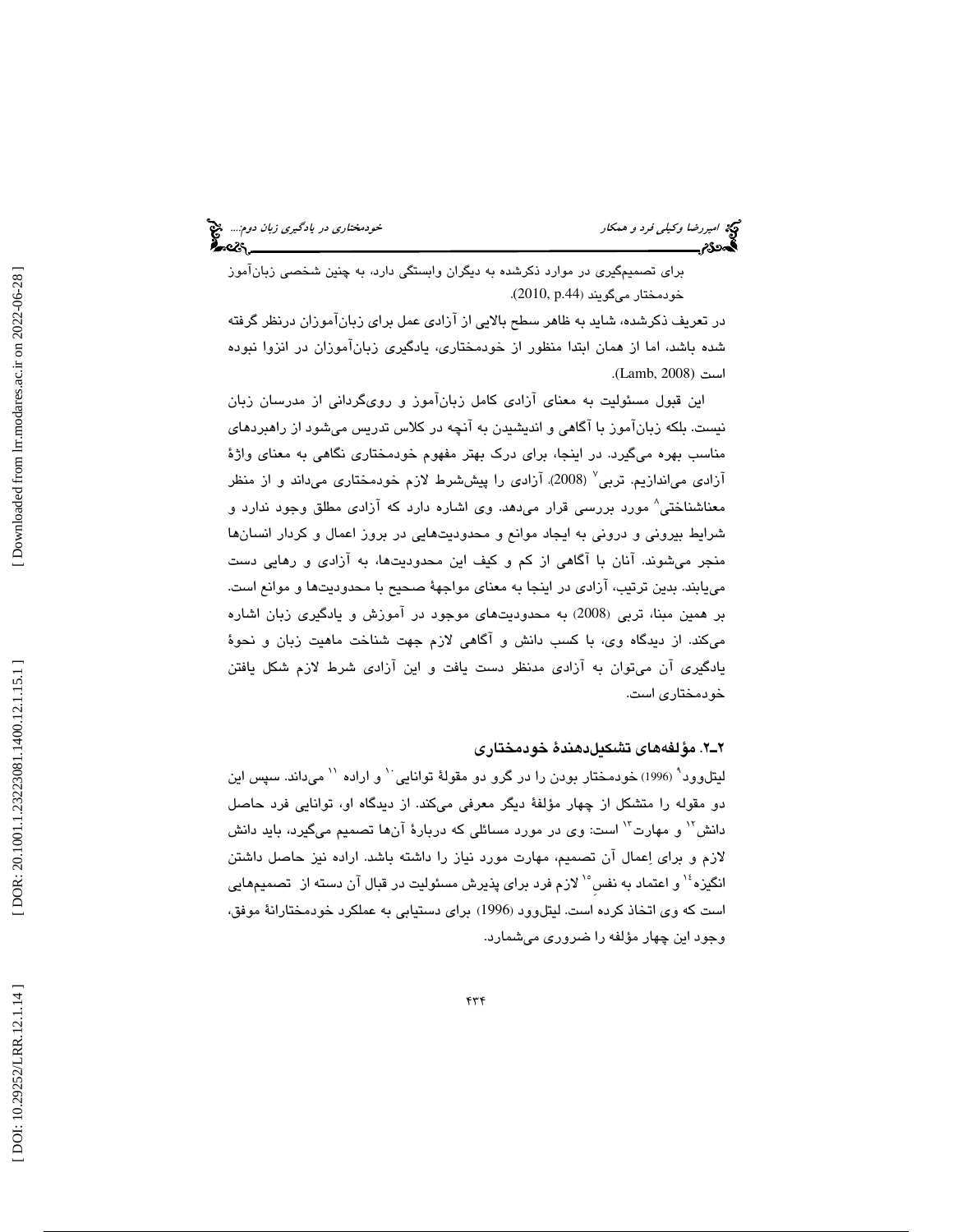برای تصمیم‌گیری در موارد ذکرشده به دیگران وابستگی دارد، به چنین شخصی زبان‌آموز خودمختار می‌گویند (2010, p.44).

در تعریف ذکرشده، شاید به ظاهر سطح بالایی از آزادی عمل برای زبان‌آموزان درنظر گرفته شده باشد، اما از همان ابتدا منظور از خودمختاری، یادگیری زبان‌آموزان در انزوا نبوده است (Lamb, 2008).

این قبول مسئولیت به معنای آزادی کامل زبان‌آموز و روی‌گردانی از مدرسان زبان نیست. بلکه زبان‌آموز با آگاهی و اندیشیدن به آنچه در کلاس تدریس می‌شود از راهبردهای مناسب بهره می‌گیرد. در اینجا، برای درک بهتر مفهوم خودمختاری نگاهی به معنای واژهٔ آزادی می‌اندازیم. تربی[7] (2008). آزادی را پیش‌شرط لازم خودمختاری می‌داند و از منظر معناشناختی[8] مورد بررسی قرار می‌دهد. وی اشاره دارد که آزادی مطلق وجود ندارد و شرایط بیرونی و درونی به ایجاد موانع و محدودیت‌هایی در بروز اعمال و کردار انسان‌ها منجر می‌شوند. آنان با آگاهی از کم و کیف این محدودیت‌ها، به آزادی و رهایی دست می‌یابند. بدین ترتیب، آزادی در اینجا به معنای مواجههٔ صحیح با محدودیت‌ها و موانع است. بر همین مبنا، تربی (2008) به محدودیت‌های موجود در آموزش و یادگیری زبان اشاره می‌کند. از دیدگاه وی، با کسب دانش و آگاهی لازم جهت شناخت ماهیت زبان و نحوهٔ یادگیری آن می‌توان به آزادی مدنظر دست یافت و این آزادی شرط لازم شکل یافتن خودمختاری است.

## ۲ـ۲. مؤلفه‌های تشکیل‌دهندهٔ خودمختاری

لیتل‌وود[9] (1996) خودمختار بودن را در گرو دو مقولهٔ توانایی[10] و اراده[11] می‌داند. سپس این دو مقوله را متشکل از چهار مؤلفهٔ دیگر معرفی می‌کند. از دیدگاه او، توانایی فرد حاصل دانش[12] و مهارت[13] است: وی در مورد مسائلی که دربارهٔ آن‌ها تصمیم می‌گیرد، باید دانش لازم و برای اِعمال آن تصمیم، مهارت مورد نیاز را داشته باشد. اراده نیز حاصل داشتن انگیزه[14] و اعتماد به نفس[15] لازم فرد برای پذیرش مسئولیت در قبال آن دسته از تصمیم‌هایی است که وی اتخاذ کرده است. لیتل‌وود (1996) برای دستیابی به عملکرد خودمختارانهٔ موفق، وجود این چهار مؤلفه را ضروری می‌شمارد.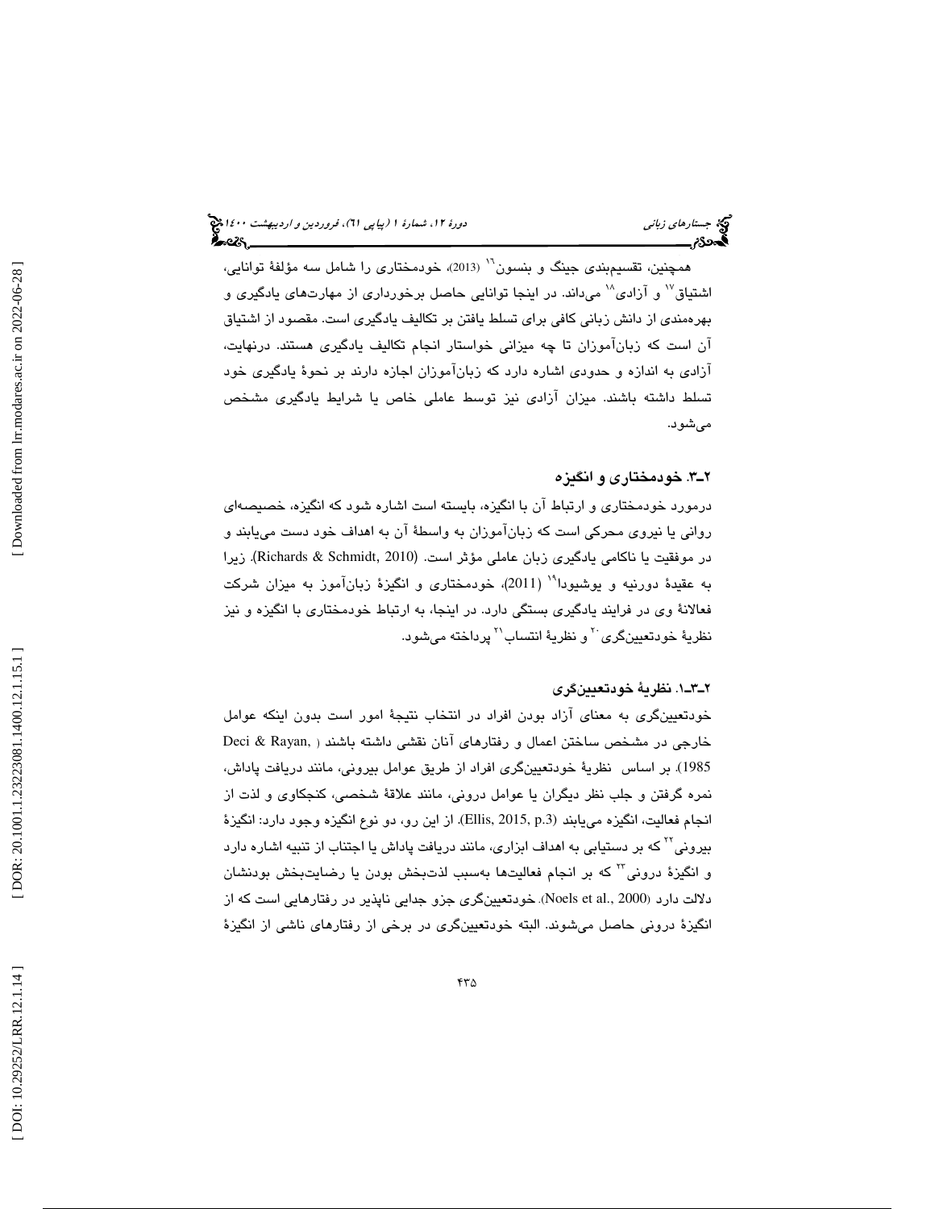همچنین، تقسیم‌بندی جینگ و بنسون[16] (2013)، خودمختاری را شامل سه مؤلفهٔ توانایی، اشتیاق[17] و آزادی[18] می‌داند. در اینجا توانایی حاصل برخورداری از مهارت‌های یادگیری و بهره‌مندی از دانش زبانی کافی برای تسلط یافتن بر تکالیف یادگیری است. مقصود از اشتیاق آن است که زبان‌آموزان تا چه میزانی خواستار انجام تکالیف یادگیری هستند. درنهایت، آزادی به اندازه و حدودی اشاره دارد که زبان‌آموزان اجازه دارند بر نحوهٔ یادگیری خود تسلط داشته باشند. میزان آزادی نیز توسط عاملی خاص یا شرایط یادگیری مشخص می‌شود.

## ۲ـ۳. خودمختاری و انگیزه

درمورد خودمختاری و ارتباط آن با انگیزه، بایسته است اشاره شود که انگیزه، خصیصه‌ای روانی یا نیروی محرکی است که زبان‌آموزان به واسطهٔ آن به اهداف خود دست می‌یابند و در موفقیت یا ناکامی یادگیری زبان عاملی مؤثر است. (Richards & Schmidt, 2010). زیرا به عقیدهٔ دورنیه و یوشیودا[19] (2011)، خودمختاری و انگیزهٔ زبان‌آموز به میزان شرکت فعالانهٔ وی در فرایند یادگیری بستگی دارد. در اینجا، به ارتباط خودمختاری با انگیزه و نیز نظریهٔ خودتعیین‌گری[20] و نظریهٔ انتساب[21] پرداخته می‌شود.

### ۲ـ۳ـ۱. نظریهٔ خودتعیین‌گری

خودتعیین‌گری به معنای آزاد بودن افراد در انتخاب نتیجهٔ امور است بدون اینکه عوامل خارجی در مشخص ساختن اعمال و رفتارهای آنان نقشی داشته باشند (Deci & Rayan, 1985). بر اساس نظریهٔ خودتعیین‌گری افراد از طریق عوامل بیرونی، مانند دریافت پاداش، نمره گرفتن و جلب نظر دیگران یا عوامل درونی، مانند علاقهٔ شخصی، کنجکاوی و لذت از انجام فعالیت، انگیزه می‌یابند (Ellis, 2015, p.3). از این رو، دو نوع انگیزه وجود دارد: انگیزهٔ بیرونی[22] که بر دستیابی به اهداف ابزاری، مانند دریافت پاداش یا اجتناب از تنبیه اشاره دارد و انگیزهٔ درونی[23] که بر انجام فعالیت‌ها به‌سبب لذت‌بخش بودن یا رضایت‌بخش بودنشان دلالت دارد (Noels et al., 2000). خودتعیین‌گری جزو جدایی ناپذیر در رفتارهایی است که از انگیزهٔ درونی حاصل می‌شوند. البته خودتعیین‌گری در برخی از رفتارهای ناشی از انگیزهٔ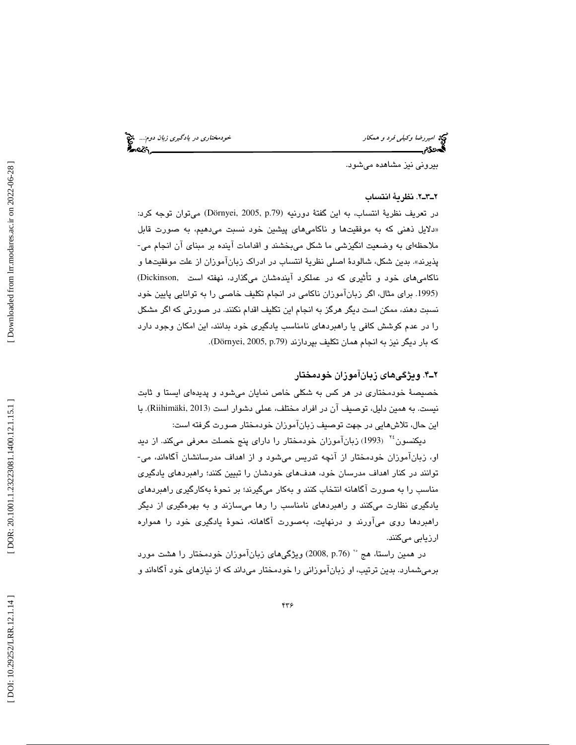بیرونی نیز مشاهده می‌شود.

### ۲ـ۳ـ۲. نظریهٔ انتساب

در تعریف نظریهٔ انتساب، به این گفتهٔ دورنیه (Dörnyei, 2005, p.79) می‌توان توجه کرد: «دلایل ذهنی که به موفقیت‌ها و ناکامی‌های پیشین خود نسبت می‌دهیم، به صورت قابل ملاحظه‌ای به وضعیت انگیزشی ما شکل می‌بخشند و اقدامات آینده بر مبنای آن انجام می‌پذیرند». بدین شکل، شالودهٔ اصلی نظریهٔ انتساب در ادراک زبان‌آموزان از علت موفقیت‌ها و ناکامی‌های خود و تأثیری که در عملکرد آینده‌شان می‌گذارد، نهفته است (Dickinson, 1995). برای مثال، اگر زبان‌آموزان ناکامی در انجام تکلیف خاصی را به توانایی پایین خود نسبت دهند، ممکن است دیگر هرگز به انجام این تکلیف اقدام نکنند. در صورتی که اگر مشکل را در عدم کوشش کافی یا راهبردهای نامناسب یادگیری خود بدانند، این امکان وجود دارد که بار دیگر نیز به انجام همان تکلیف بپردازند (Dörnyei, 2005, p.79).

## ۲ـ۴. ویژگی‌های زبان‌آموزان خودمختار

خصیصهٔ خودمختاری در هر کس به شکلی خاص نمایان می‌شود و پدیده‌ای ایستا و ثابت نیست. به همین دلیل، توصیف آن در افراد مختلف، عملی دشوار است (Riihimäki, 2013). با این حال، تلاش‌هایی در جهت توصیف زبان‌آموزان خودمختار صورت گرفته است:

دیکنسون[۲۴] (1993) زبان‌آموزان خودمختار را دارای پنج خصلت معرفی می‌کند. از دید او، زبان‌آموزان خودمختار از آنچه تدریس می‌شود و از اهداف مدرسانشان آگاه‌اند، می‌توانند در کنار اهداف مدرسان خود، هدف‌های خودشان را تبیین کنند؛ راهبردهای یادگیری مناسب را به صورت آگاهانه انتخاب کنند و به‌کار می‌گیرند؛ بر نحوهٔ به‌کارگیری راهبردهای یادگیری نظارت می‌کنند و راهبردهای نامناسب را رها می‌سازند و به بهره‌گیری از دیگر راهبردها روی می‌آورند و درنهایت، به‌صورت آگاهانه، نحوهٔ یادگیری خود را همواره ارزیابی می‌کنند.

در همین راستا، هج[۲۵] (2008, p.76) ویژگی‌های زبان‌آموزان خودمختار را هشت مورد برمی‌شمارد. بدین ترتیب، او زبان‌آموزانی را خودمختار می‌داند که از نیازهای خود آگاه‌اند و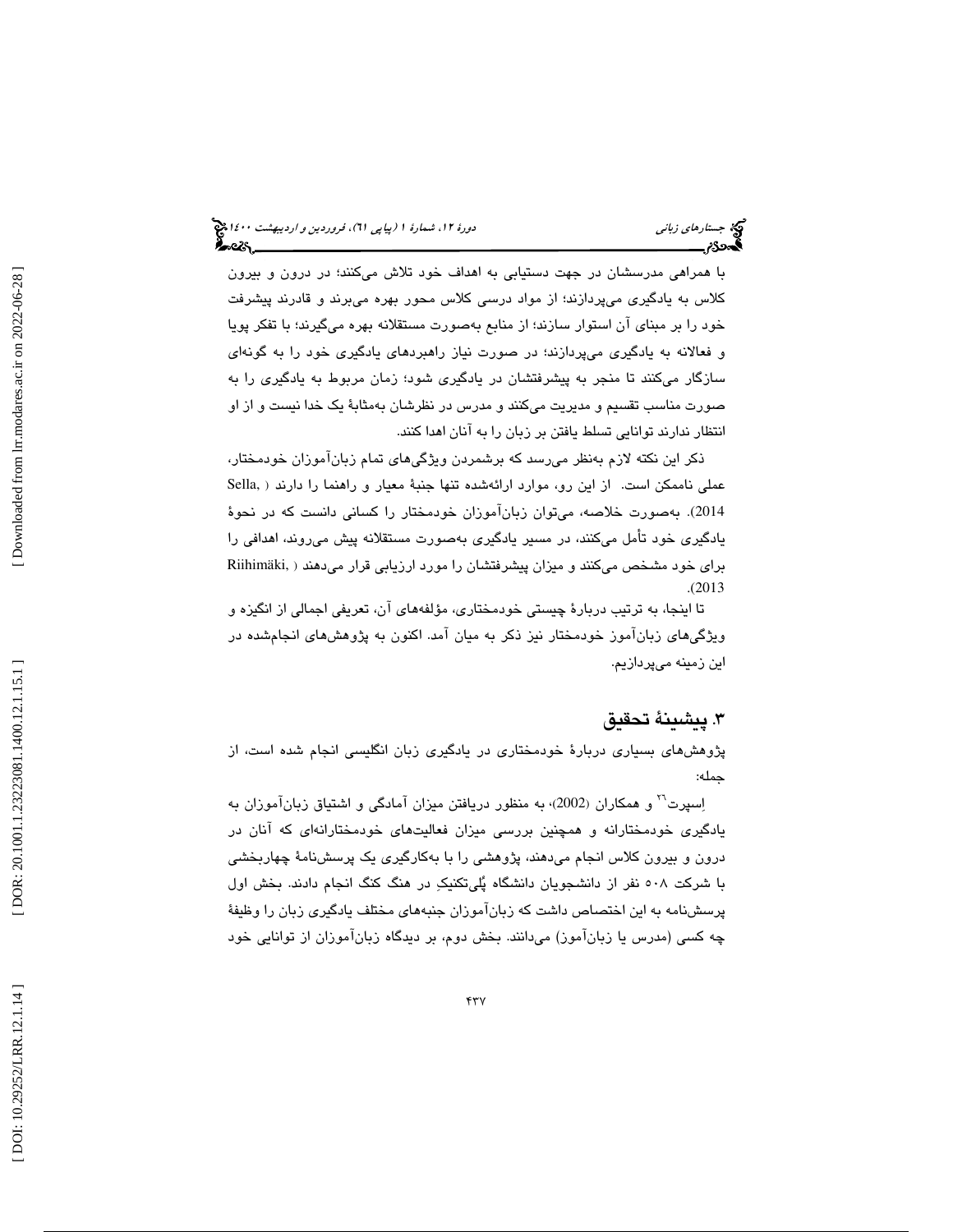با همراهی مدرسشان در جهت دستیابی به اهداف خود تلاش می‌کنند؛ در درون و بیرون کلاس به یادگیری می‌پردازند؛ از مواد درسی کلاس محور بهره می‌برند و قادرند پیشرفت خود را بر مبنای آن استوار سازند؛ از منابع به‌صورت مستقلانه بهره می‌گیرند؛ با تفکر پویا و فعالانه به یادگیری می‌پردازند؛ در صورت نیاز راهبردهای یادگیری خود را به گونه‌ای سازگار می‌کنند تا منجر به پیشرفتشان در یادگیری شود؛ زمان مربوط به یادگیری را به صورت مناسب تقسیم و مدیریت می‌کنند و مدرس در نظرشان به‌مثابهٔ یک خدا نیست و از او انتظار ندارند توانایی تسلط یافتن بر زبان را به آنان اهدا کنند.

ذکر این نکته لازم به‌نظر می‌رسد که برشمردن ویژگی‌های تمام زبان‌آموزان خودمختار، عملی ناممکن است. از این رو، موارد ارائه‌شده تنها جنبهٔ معیار و راهنما را دارند (Sella, 2014). به‌صورت خلاصه، می‌توان زبان‌آموزان خودمختار را کسانی دانست که در نحوهٔ یادگیری خود تأمل می‌کنند، در مسیر یادگیری به‌صورت مستقلانه پیش می‌روند، اهدافی را برای خود مشخص می‌کنند و میزان پیشرفتشان را مورد ارزیابی قرار می‌دهند (Riihimäki, 2013).

تا اینجا، به ترتیب دربارهٔ چیستی خودمختاری، مؤلفه‌های آن، تعریفی اجمالی از انگیزه و ویژگی‌های زبان‌آموز خودمختار نیز ذکر به میان آمد. اکنون به پژوهش‌های انجام‌شده در این زمینه می‌پردازیم.

## ۳. پیشینهٔ تحقیق

پژوهش‌های بسیاری دربارهٔ خودمختاری در یادگیری زبان انگلیسی انجام شده است، از جمله:

اِسپرت[۲۶] و همکاران (2002)، به منظور دریافتن میزان آمادگی و اشتیاق زبان‌آموزان به یادگیری خودمختارانه و همچنین بررسی میزان فعالیت‌های خودمختارانه‌ای که آنان در درون و بیرون کلاس انجام می‌دهند، پژوهشی را با به‌کارگیری یک پرسش‌نامهٔ چهاربخشی با شرکت ۵۰۸ نفر از دانشجویان دانشگاه پُلی‌تکنیکِ در هنگ کنگ انجام دادند. بخش اول پرسش‌نامه به این اختصاص داشت که زبان‌آموزان جنبه‌های مختلف یادگیری زبان را وظیفهٔ چه کسی (مدرس یا زبان‌آموز) می‌دانند. بخش دوم، بر دیدگاه زبان‌آموزان از توانایی خود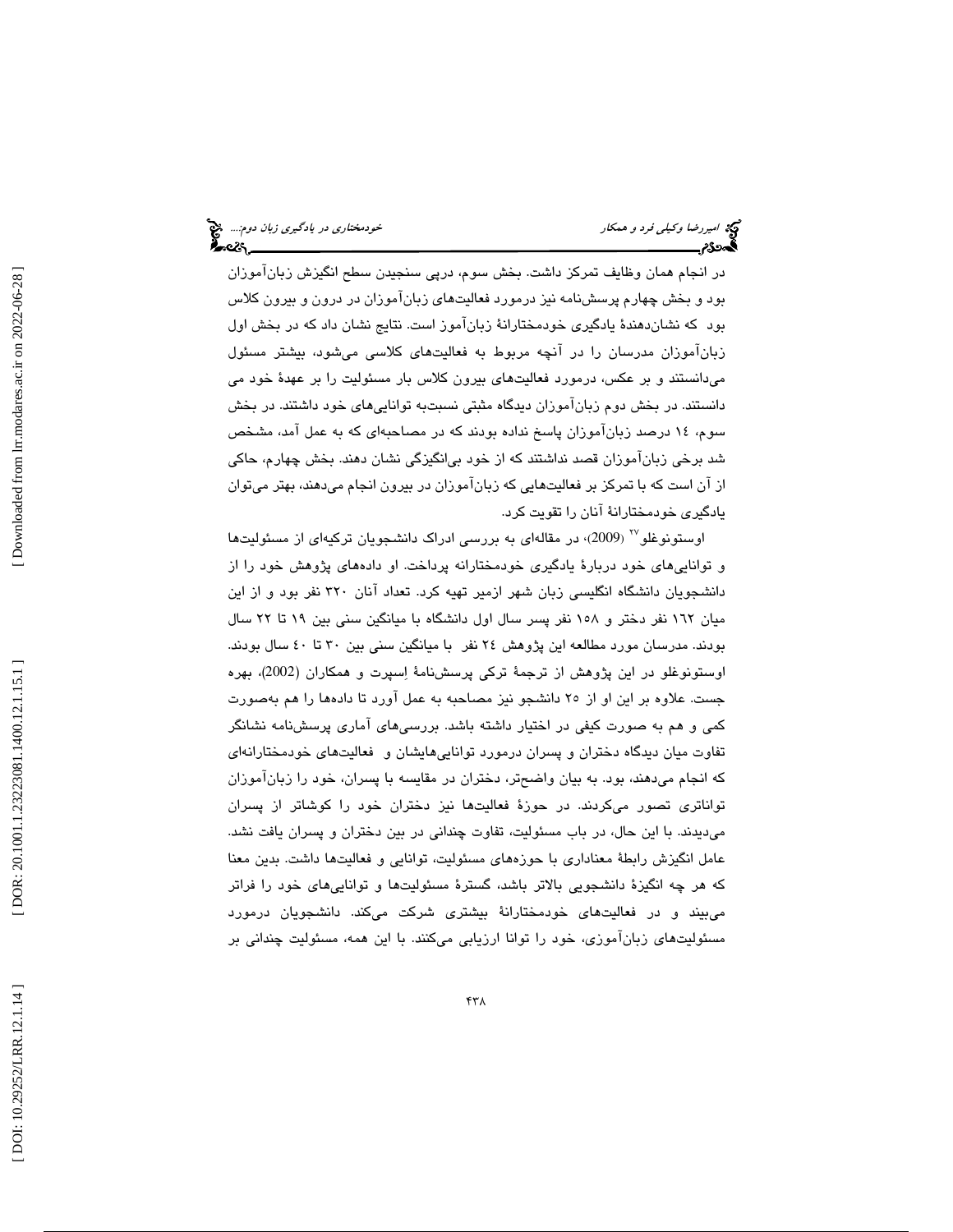در انجام همان وظایف تمرکز داشت. بخش سوم، درپی سنجیدن سطح انگیزش زبان‌آموزان بود و بخش چهارم پرسش‌نامه نیز درمورد فعالیت‌های زبان‌آموزان در درون و بیرون کلاس بود که نشان‌دهندهٔ یادگیری خودمختارانهٔ زبان‌آموز است. نتایج نشان داد که در بخش اول زبان‌آموزان مدرسان را در آنچه مربوط به فعالیت‌های کلاسی می‌شود، بیشتر مسئول می‌دانستند و بر عکس، درمورد فعالیت‌های بیرون کلاس بار مسئولیت را بر عهدهٔ خود می دانستند. در بخش دوم زبان‌آموزان دیدگاه مثبتی نسبت‌به توانایی‌های خود داشتند. در بخش سوم، ۱۴ درصد زبان‌آموزان پاسخ نداده بودند که در مصاحبه‌ای که به عمل آمد، مشخص شد برخی زبان‌آموزان قصد نداشتند که از خود بی‌انگیزگی نشان دهند. بخش چهارم، حاکی از آن است که با تمرکز بر فعالیت‌هایی که زبان‌آموزان در بیرون انجام می‌دهند، بهتر می‌توان یادگیری خودمختارانهٔ آنان را تقویت کرد.

اوستونوغلو[۲۷] (2009)، در مقاله‌ای به بررسی ادراک دانشجویان ترکیه‌ای از مسئولیت‌ها و توانایی‌های خود دربارهٔ یادگیری خودمختارانه پرداخت. او داده‌های پژوهش خود را از دانشجویان دانشگاه انگلیسی زبان شهر ازمیر تهیه کرد. تعداد آنان ۳۲۰ نفر بود و از این میان ۱۶۲ نفر دختر و ۱۵۸ نفر پسر سال اول دانشگاه با میانگین سنی بین ۱۹ تا ۲۲ سال بودند. مدرسان مورد مطالعه این پژوهش ۲٤ نفر با میانگین سنی بین ۳۰ تا ٤۰ سال بودند. اوستونوغلو در این پژوهش از ترجمهٔ ترکی پرسش‌نامهٔ اِسپرت و همکاران (2002)، بهره جست. علاوه بر این او از ۲۵ دانشجو نیز مصاحبه به عمل آورد تا داده‌ها را هم به‌صورت کمی و هم به صورت کیفی در اختیار داشته باشد. بررسی‌های آماری پرسش‌نامه نشانگر تفاوت میان دیدگاه دختران و پسران درمورد توانایی‌هایشان و فعالیت‌های خودمختارانه‌ای که انجام می‌دهند، بود. به بیان واضح‌تر، دختران در مقایسه با پسران، خود را زبان‌آموزان تواناتری تصور می‌کردند. در حوزهٔ فعالیت‌ها نیز دختران خود را کوشاتر از پسران می‌دیدند. با این حال، در باب مسئولیت، تفاوت چندانی در بین دختران و پسران یافت نشد. عامل انگیزش رابطهٔ معناداری با حوزه‌های مسئولیت، توانایی و فعالیت‌ها داشت. بدین معنا که هر چه انگیزهٔ دانشجویی بالاتر باشد، گسترهٔ مسئولیت‌ها و توانایی‌های خود را فراتر می‌بیند و در فعالیت‌های خودمختارانهٔ بیشتری شرکت می‌کند. دانشجویان درمورد مسئولیت‌های زبان‌آموزی، خود را توانا ارزیابی می‌کنند. با این همه، مسئولیت چندانی بر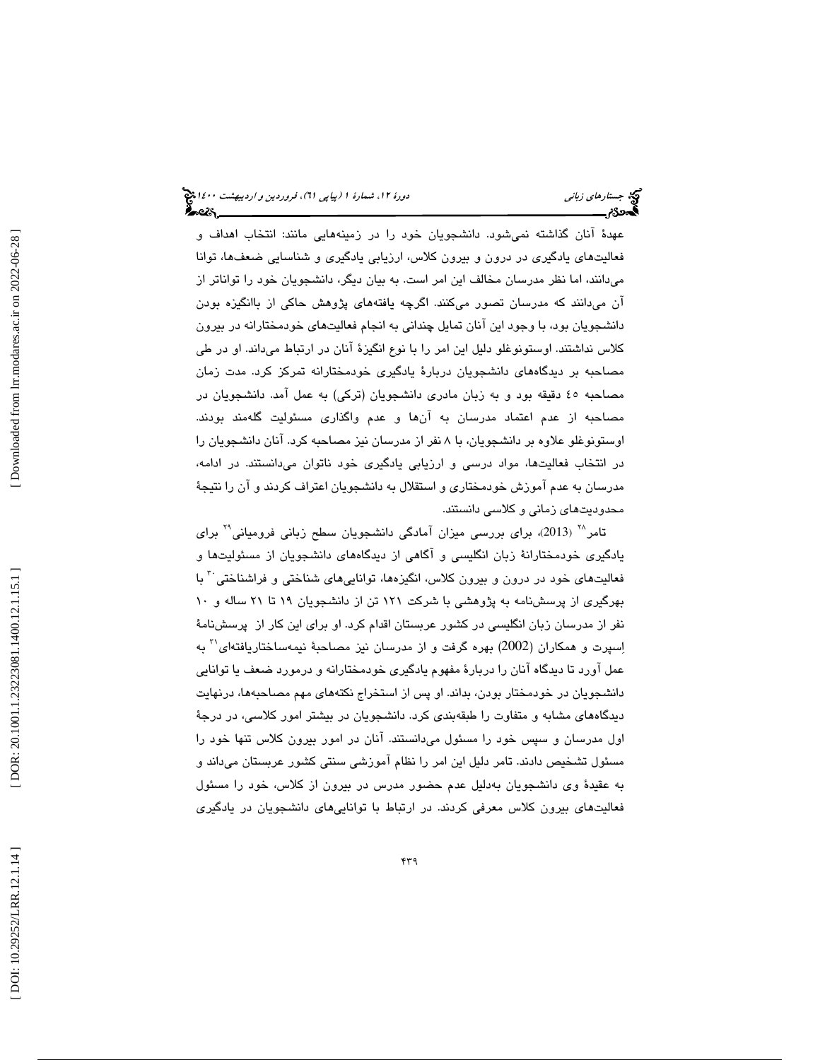عهدهٔ آنان گذاشته نمی‌شود. دانشجویان خود را در زمینه‌هایی مانند: انتخاب اهداف و فعالیت‌های یادگیری در درون و بیرون کلاس، ارزیابی یادگیری و شناسایی ضعف‌ها، توانا می‌دانند، اما نظر مدرسان مخالف این امر است. به بیان دیگر، دانشجویان خود را تواناتر از آن می‌دانند که مدرسان تصور می‌کنند. اگرچه یافته‌های پژوهش حاکی از باانگیزه بودن دانشجویان بود، با وجود این آنان تمایل چندانی به انجام فعالیت‌های خودمختارانه در بیرون کلاس نداشتند. اوستونوغلو دلیل این امر را با نوع انگیزهٔ آنان در ارتباط می‌داند. او در طی مصاحبه بر دیدگاه‌های دانشجویان دربارهٔ یادگیری خودمختارانه تمرکز کرد. مدت زمان مصاحبه ٤٥ دقیقه بود و به زبان مادری دانشجویان (ترکی) به عمل آمد. دانشجویان در مصاحبه از عدم اعتماد مدرسان به آن‌ها و عدم واگذاری مسئولیت گله‌مند بودند. اوستونوغلو علاوه بر دانشجویان، با ٨ نفر از مدرسان نیز مصاحبه کرد. آنان دانشجویان را در انتخاب فعالیت‌ها، مواد درسی و ارزیابی یادگیری خود ناتوان می‌دانستند. در ادامه، مدرسان به عدم آموزش خودمختاری و استقلال به دانشجویان اعتراف کردند و آن را نتیجهٔ محدودیت‌های زمانی و کلاسی دانستند.

تامر[28] (2013)، برای بررسی میزان آمادگی دانشجویان سطح زبانی فرومیانی[29] برای یادگیری خودمختارانهٔ زبان انگلیسی و آگاهی از دیدگاه‌های دانشجویان از مسئولیت‌ها و فعالیت‌های خود در درون و بیرون کلاس، انگیزه‌ها، توانایی‌های شناختی و فراشناختی[30] با بهرگیری از پرسش‌نامه به پژوهشی با شرکت ١٢١ تن از دانشجویان ١٩ تا ٢١ ساله و ١٠ نفر از مدرسان زبان انگلیسی در کشور عربستان اقدام کرد. او برای این کار از پرسش‌نامهٔ اِسپرت و همکاران (2002) بهره گرفت و از مدرسان نیز مصاحبهٔ نیمه‌ساختاریافته‌ای[31] به عمل آورد تا دیدگاه آنان را دربارهٔ مفهوم یادگیری خودمختارانه و درمورد ضعف یا توانایی دانشجویان در خودمختار بودن، بداند. او پس از استخراج نکته‌های مهم مصاحبه‌ها، درنهایت دیدگاه‌های مشابه و متفاوت را طبقه‌بندی کرد. دانشجویان در بیشتر امور کلاسی، در درجهٔ اول مدرسان و سپس خود را مسئول می‌دانستند. آنان در امور بیرون کلاس تنها خود را مسئول تشخیص دادند. تامر دلیل این امر را نظام آموزشی سنتی کشور عربستان می‌داند و به عقیدهٔ وی دانشجویان به‌دلیل عدم حضور مدرس در بیرون از کلاس، خود را مسئول فعالیت‌های بیرون کلاس معرفی کردند. در ارتباط با توانایی‌های دانشجویان در یادگیری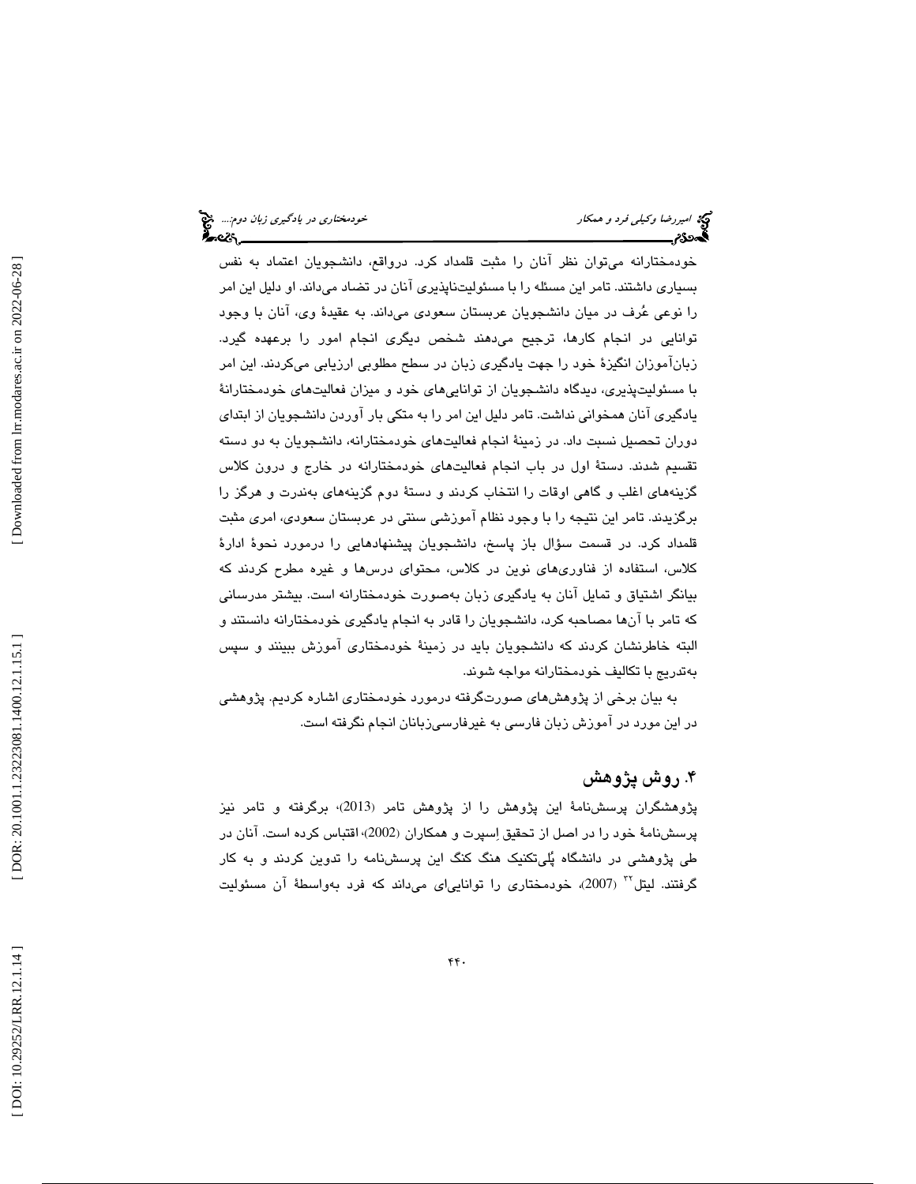خودمختارانه می‌توان نظر آنان را مثبت قلمداد کرد. درواقع، دانشجویان اعتماد به نفس بسیاری داشتند. تامر این مسئله را با مسئولیت‌ناپذیری آنان در تضاد می‌داند. او دلیل این امر را نوعی عُرف در میان دانشجویان عربستان سعودی می‌داند. به عقیدهٔ وی، آنان با وجود توانایی در انجام کارها، ترجیح می‌دهند شخص دیگری انجام امور را برعهده گیرد. زبان‌آموزان انگیزهٔ خود را جهت یادگیری زبان در سطح مطلوبی ارزیابی می‌کردند. این امر با مسئولیت‌پذیری، دیدگاه دانشجویان از توانایی‌های خود و میزان فعالیت‌های خودمختارانهٔ یادگیری آنان همخوانی نداشت. تامر دلیل این امر را به متکی بار آوردن دانشجویان از ابتدای دوران تحصیل نسبت داد. در زمینهٔ انجام فعالیت‌های خودمختارانه، دانشجویان به دو دسته تقسیم شدند. دستهٔ اول در باب انجام فعالیت‌های خودمختارانه در خارج و درون کلاس گزینه‌های اغلب و گاهی اوقات را انتخاب کردند و دستهٔ دوم گزینه‌های به‌ندرت و هرگز را برگزیدند. تامر این نتیجه را با وجود نظام آموزشی سنتی در عربستان سعودی، امری مثبت قلمداد کرد. در قسمت سؤال باز پاسخ، دانشجویان پیشنهادهایی را درمورد نحوهٔ ادارهٔ کلاس، استفاده از فناوری‌های نوین در کلاس، محتوای درس‌ها و غیره مطرح کردند که بیانگر اشتیاق و تمایل آنان به یادگیری زبان به‌صورت خودمختارانه است. بیشتر مدرسانی که تامر با آن‌ها مصاحبه کرد، دانشجویان را قادر به انجام یادگیری خودمختارانه دانستند و البته خاطرنشان کردند که دانشجویان باید در زمینهٔ خودمختاری آموزش ببینند و سپس به‌تدریج با تکالیف خودمختارانه مواجه شوند.

به بیان برخی از پژوهش‌های صورت‌گرفته درمورد خودمختاری اشاره کردیم. پژوهشی در این مورد در آموزش زبان فارسی به غیرفارسی‌زبانان انجام نگرفته است.

## ۴. روش پژوهش

پژوهشگران پرسش‌نامهٔ این پژوهش را از پژوهش تامر (2013)، برگرفته و تامر نیز پرسش‌نامهٔ خود را در اصل از تحقیق اِسپرت و همکاران (2002)، اقتباس کرده است. آنان در طی پژوهشی در دانشگاه پُلی‌تکنیک هنگ کنگ این پرسش‌نامه را تدوین کردند و به کار گرفتند. لیتل[32] (2007)، خودمختاری را توانایی‌ای می‌داند که فرد به‌واسطهٔ آن مسئولیت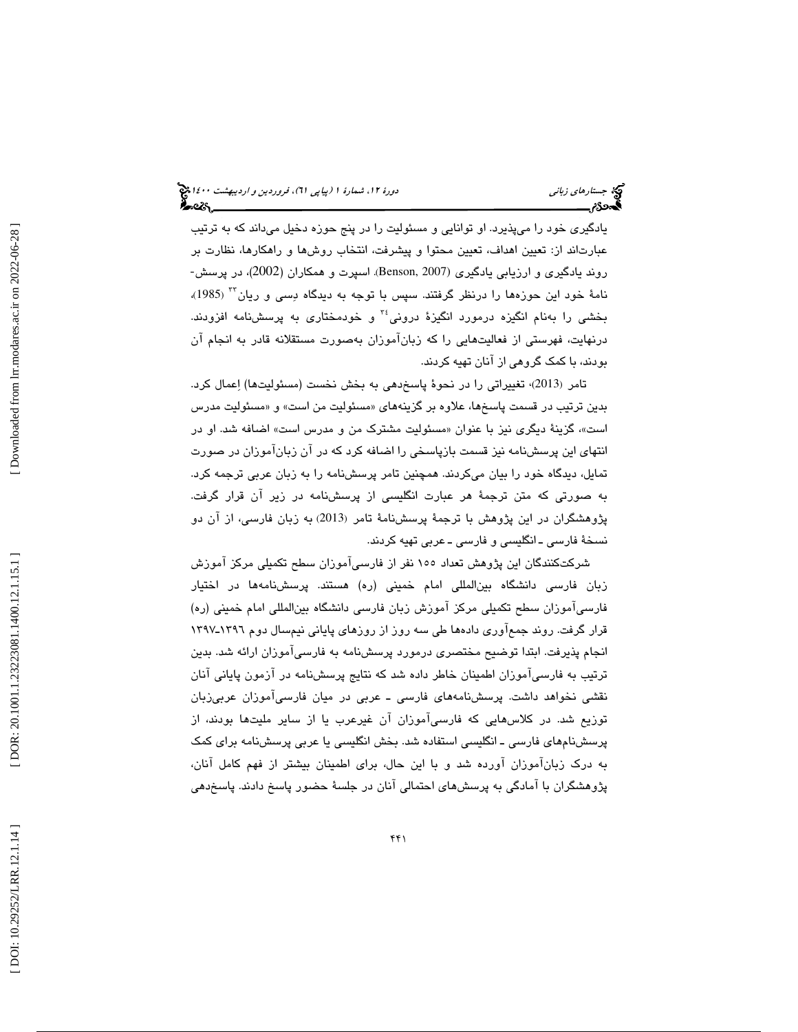یادگیری خود را می‌پذیرد. او توانایی و مسئولیت را در پنج حوزه دخیل می‌داند که به ترتیب عبارت‌اند از: تعیین اهداف، تعیین محتوا و پیشرفت، انتخاب روش‌ها و راهکارها، نظارت بر روند یادگیری و ارزیابی یادگیری (Benson, 2007). اسپرت و همکاران (2002)، در پرسش‌نامهٔ خود این حوزه‌ها را درنظر گرفتند. سپس با توجه به دیدگاه دِسی و ریان[33] (1985)، بخشی را به‌نام انگیزه درمورد انگیزهٔ درونی[34] و خودمختاری به پرسش‌نامه افزودند. درنهایت، فهرستی از فعالیت‌هایی را که زبان‌آموزان به‌صورت مستقلانه قادر به انجام آن بودند، با کمک گروهی از آنان تهیه کردند.

تامر (2013)، تغییراتی را در نحوهٔ پاسخ‌دهی به بخش نخست (مسئولیت‌ها) اِعمال کرد. بدین ترتیب در قسمت پاسخ‌ها، علاوه بر گزینه‌های «مسئولیت من است» و «مسئولیت مدرس است»، گزینهٔ دیگری نیز با عنوان «مسئولیت مشترک من و مدرس است» اضافه شد. او در انتهای این پرسش‌نامه نیز قسمت بازپاسخی را اضافه کرد که در آن زبان‌آموزان در صورت تمایل، دیدگاه خود را بیان می‌کردند. همچنین تامر پرسش‌نامه را به زبان عربی ترجمه کرد. به صورتی که متن ترجمهٔ هر عبارت انگلیسی از پرسش‌نامه در زیر آن قرار گرفت. پژوهشگران در این پژوهش با ترجمهٔ پرسش‌نامهٔ تامر (2013) به زبان فارسی، از آن دو نسخهٔ فارسی ـ انگلیسی و فارسی ـ عربی تهیه کردند.

شرکت‌کنندگان این پژوهش تعداد ۱۵۵ نفر از فارسی‌آموزان سطح تکمیلی مرکز آموزش زبان فارسی دانشگاه بین‌المللی امام خمینی (ره) هستند. پرسش‌نامه‌ها در اختیار فارسی‌آموزان سطح تکمیلی مرکز آموزش زبان فارسی دانشگاه بین‌المللی امام خمینی (ره) قرار گرفت. روند جمع‌آوری داده‌ها طی سه روز از روزهای پایانی نیم‌سال دوم ۱۳۹۶ـ۱۳۹۷ انجام پذیرفت. ابتدا توضیح مختصری درمورد پرسش‌نامه به فارسی‌آموزان ارائه شد. بدین ترتیب به فارسی‌آموزان اطمینان خاطر داده شد که نتایج پرسش‌نامه در آزمون پایانی آنان نقشی نخواهد داشت. پرسش‌نامه‌های فارسی ـ عربی در میان فارسی‌آموزان عربی‌زبان توزیع شد. در کلاس‌هایی که فارسی‌آموزان آن غیرعرب یا از سایر ملیت‌ها بودند، از پرسش‌نام‌های فارسی ـ انگلیسی استفاده شد. بخش انگلیسی یا عربی پرسش‌نامه برای کمک به درک زبان‌آموزان آورده شد و با این حال، برای اطمینان بیشتر از فهم کامل آنان، پژوهشگران با آمادگی به پرسش‌های احتمالی آنان در جلسهٔ حضور پاسخ دادند. پاسخ‌دهی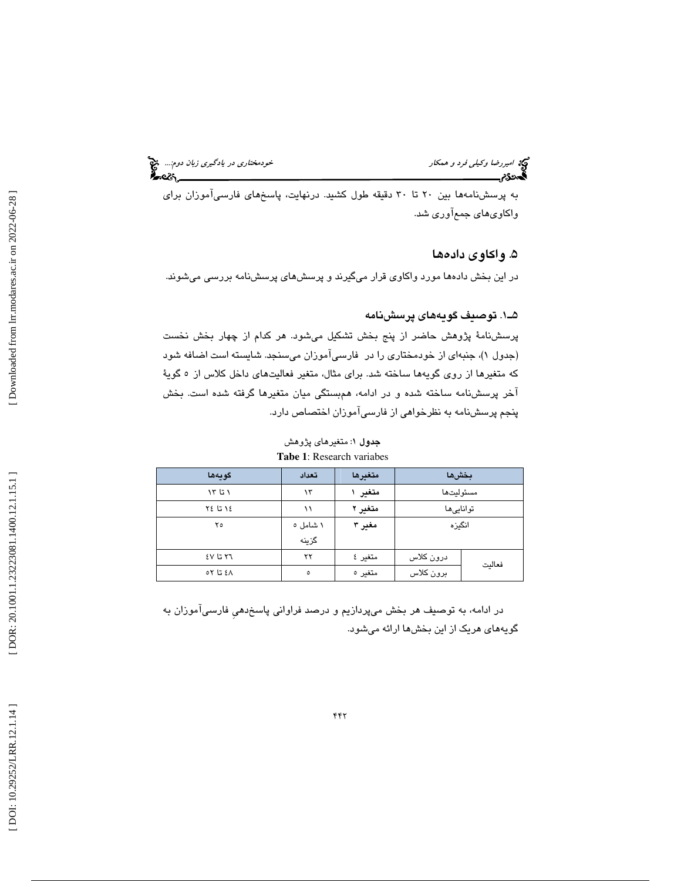به پرسش‌نامه‌ها بین ۲۰ تا ۳۰ دقیقه طول کشید. درنهایت، پاسخ‌های فارسی‌آموزان برای واکاوی‌های جمع‌آوری شد.

## ۵. واکاوی داده‌ها

در این بخش داده‌ها مورد واکاوی قرار می‌گیرند و پرسش‌های پرسش‌نامه بررسی می‌شوند.

### ۵ـ۱. توصیف گویه‌های پرسش‌نامه

پرسش‌نامۀ پژوهش حاضر از پنج بخش تشکیل می‌شود. هر کدام از چهار بخش نخست (جدول ۱)، جنبه‌ای از خودمختاری را در فارسی‌آموزان می‌سنجد. شایسته است اضافه شود که متغیرها از روی گویه‌ها ساخته شد. برای مثال، متغیر فعالیت‌های داخل کلاس از ۵ گویۀ آخر پرسش‌نامه ساخته شده و در ادامه، هم‌بستگی میان متغیرها گرفته شده است. بخش پنجم پرسش‌نامه به نظرخواهی از فارسی‌آموزان اختصاص دارد.

**جدول** ۱: متغیرهای پژوهش

**Tabe 1**: Research variabes

| بخش‌ها | | متغیرها | تعداد | گویه‌ها |
|---|---|---|---|---|
| مسئولیت‌ها | | **متغیر ۱** | ۱۳ | ۱ تا ۱۳ |
| توانایی‌ها | | **متغیر ۲** | ۱۱ | ۱۴ تا ۲۴ |
| انگیزه | | **مغیر ۳** | ۱ شامل ۵ گزینه | ۲۵ |
| فعالیت | درون کلاس | متغیر ۴ | ۲۲ | ۲۶ تا ۴۷ |
| | برون کلاس | متغیر ۵ | ۵ | ۴۸ تا ۵۲ |

در ادامه، به توصیف هر بخش می‌پردازیم و درصد فراوانی پاسخ‌دهیِ فارسی‌آموزان به گویه‌های هریک از این بخش‌ها ارائه می‌شود.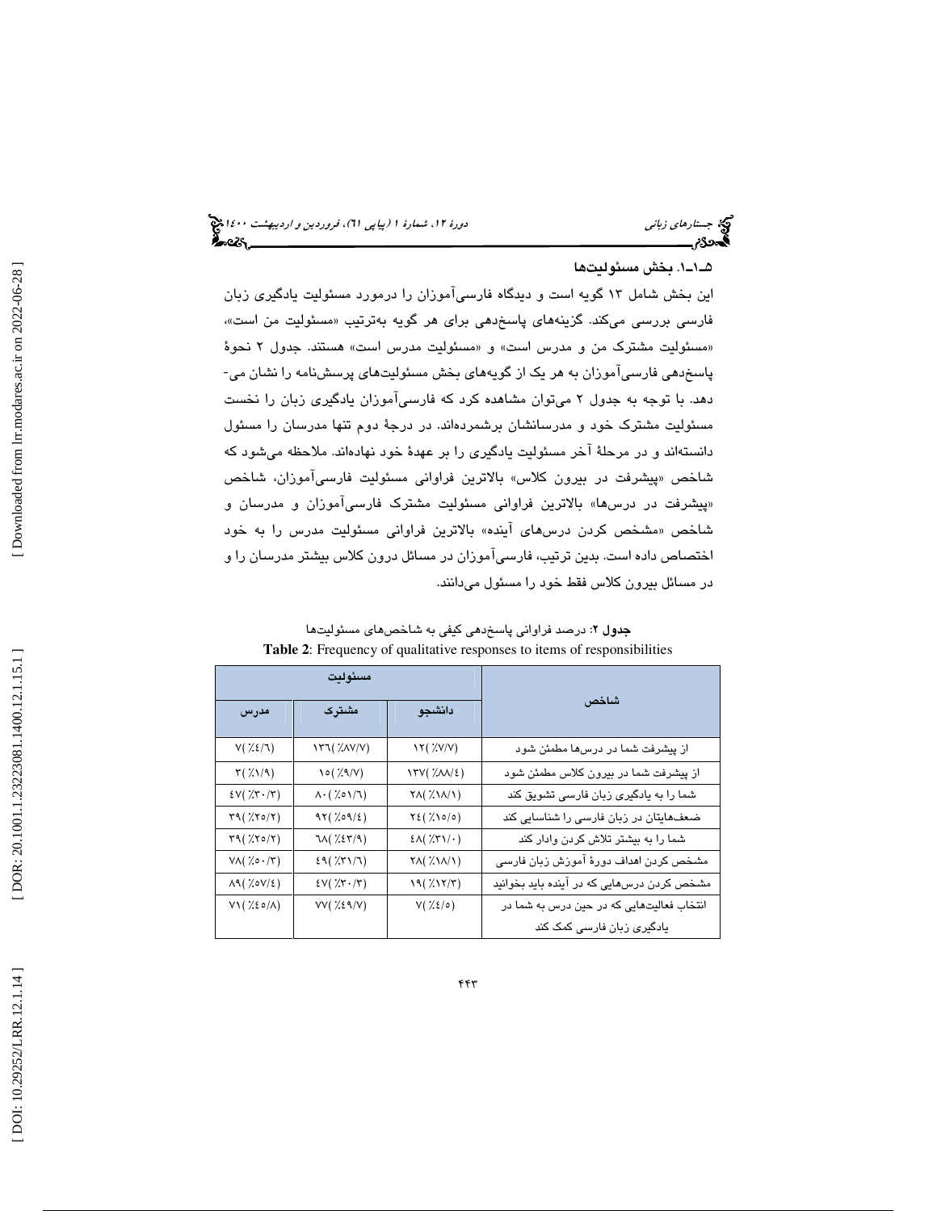### ۵-۱-۱. بخش مسئولیت‌ها

این بخش شامل ۱۳ گویه است و دیدگاه فارسی‌آموزان را درمورد مسئولیت یادگیری زبان فارسی بررسی می‌کند. گزینه‌های پاسخ‌دهی برای هر گویه به‌ترتیب «مسئولیت من است»، «مسئولیت مشترک من و مدرس است» و «مسئولیت مدرس است» هستند. جدول ۲ نحوهٔ پاسخ‌دهی فارسی‌آموزان به هر یک از گویه‌های بخش مسئولیت‌های پرسش‌نامه را نشان می‌دهد. با توجه به جدول ۲ می‌توان مشاهده کرد که فارسی‌آموزان یادگیری زبان را نخست مسئولیت مشترک خود و مدرسانشان برشمرده‌اند. در درجهٔ دوم تنها مدرسان را مسئول دانسته‌اند و در مرحلهٔ آخر مسئولیت یادگیری را بر عهدهٔ خود نهاده‌اند. ملاحظه می‌شود که شاخص «پیشرفت در بیرون کلاس» بالاترین فراوانی مسئولیت فارسی‌آموزان، شاخص «پیشرفت در درس‌ها» بالاترین فراوانی مسئولیت مشترک فارسی‌آموزان و مدرسان و شاخص «مشخص کردن درس‌های آینده» بالاترین فراوانی مسئولیت مدرس را به خود اختصاص داده است. بدین ترتیب، فارسی‌آموزان در مسائل درون کلاس بیشتر مدرسان را و در مسائل بیرون کلاس فقط خود را مسئول می‌دانند.

**جدول ۲**: درصد فراوانی پاسخ‌دهی کیفی به شاخص‌های مسئولیت‌ها

**Table 2**: Frequency of qualitative responses to items of responsibilities

| شاخص | مسئولیت | | |
|---|---|---|---|
| | دانشجو | مشترک | مدرس |
| از پیشرفت شما در درس‌ها مطمئن شود | ۱۲(٪۷/۷) | ۱۳۶(٪۸۷/۷) | ۷(٪۴/۶) |
| از پیشرفت شما در بیرون کلاس مطمئن شود | ۱۳۷(٪۸۸/۴) | ۱۵(٪۹/۷) | ۳(٪۱/۹) |
| شما را به یادگیری زبان فارسی تشویق کند | ۲۸(٪۱۸/۱) | ۸۰(٪۵۱/۶) | ۴۷(٪۳۰/۳) |
| ضعف‌هایتان در زبان فارسی را شناسایی کند | ۲۴(٪۱۵/۵) | ۹۲(٪۵۹/۴) | ۳۹(٪۲۵/۲) |
| شما را به بیشتر تلاش کردن وادار کند | ۴۸(٪۳۱/۰) | ۶۸(٪۴۳/۹) | ۳۹(٪۲۵/۲) |
| مشخص کردن اهداف دورهٔ آموزش زبان فارسی | ۲۸(٪۱۸/۱) | ۴۹(٪۳۱/۶) | ۷۸(٪۵۰/۳) |
| مشخص کردن درس‌هایی که در آینده باید بخوانید | ۱۹(٪۱۲/۳) | ۴۷(٪۳۰/۳) | ۸۹(٪۵۷/۴) |
| انتخاب فعالیت‌هایی که در حین درس به شما در یادگیری زبان فارسی کمک کند | ۷(٪۴/۵) | ۷۷(٪۴۹/۷) | ۷۱(٪۴۵/۸) |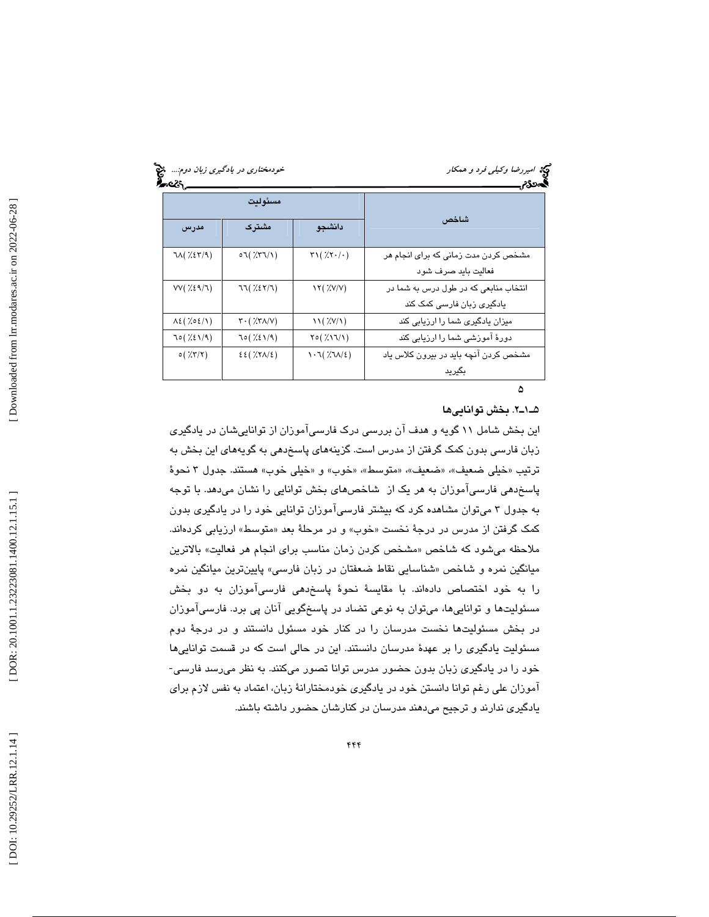| شاخص | مسئولیت | | |
|---|---|---|---|
| | دانشجو | مشترک | مدرس |
| مشخص کردن مدت زمانی که برای انجام هر فعالیت باید صرف شود | ۳۱(٪۲۰/۰) | ۵٦(٪۳٦/۱) | ٦۸(٪٤۳/۹) |
| انتخاب منابعی که در طول درس به شما در یادگیری زبان فارسی کمک کند | ۱۲(٪۷/۷) | ٦٦(٪٤۲/٦) | ۷۷(٪٤۹/٦) |
| میزان یادگیری شما را ارزیابی کند | ۱۱(٪۷/۱) | ۳۰(٪۳۸/۷) | ۸٤(٪۵٤/۱) |
| دورهٔ آموزشی شما را ارزیابی کند | ۲۵(٪۱٦/۱) | ٦۵(٪٤۱/۹) | ٦۵(٪٤۱/۹) |
| مشخص کردن آنچه باید در بیرون کلاس یاد بگیرید | ۱۰٦(٪٦۸/٤) | ٤٤(٪۲۸/٤) | ۵(٪۳/۲) |

۵

### ۵ـ۱ـ۲. بخش توانایی‌ها

این بخش شامل ۱۱ گویه و هدف آن بررسی درک فارسی‌آموزان از توانایی‌شان در یادگیری زبان فارسی بدون کمک گرفتن از مدرس است. گزینه‌های پاسخ‌دهی به گویه‌های این بخش به ترتیب «خیلی ضعیف»، «ضعیف»، «متوسط»، «خوب» و «خیلی خوب» هستند. جدول ۳ نحوهٔ پاسخ‌دهی فارسی‌آموزان به هر یک از شاخص‌های بخش توانایی را نشان می‌دهد. با توجه به جدول ۳ می‌توان مشاهده کرد که بیشتر فارسی‌آموزان توانایی خود را در یادگیری بدون کمک گرفتن از مدرس در درجهٔ نخست «خوب» و در مرحلهٔ بعد «متوسط» ارزیابی کرده‌اند. ملاحظه می‌شود که شاخص «مشخص کردن زمان مناسب برای انجام هر فعالیت» بالاترین میانگین نمره و شاخص «شناسایی نقاط ضعفتان در زبان فارسی» پایین‌ترین میانگین نمره را به خود اختصاص داده‌اند. با مقایسهٔ نحوهٔ پاسخ‌دهی فارسی‌آموزان به دو بخش مسئولیت‌ها و توانایی‌ها، می‌توان به نوعی تضاد در پاسخ‌گویی آنان پی برد. فارسی‌آموزان در بخش مسئولیت‌ها نخست مدرسان را در کنار خود مسئول دانستند و در درجهٔ دوم مسئولیت یادگیری را بر عهدهٔ مدرسان دانستند. این در حالی است که در قسمت توانایی‌ها خود را در یادگیری زبان بدون حضور مدرس توانا تصور می‌کنند. به نظر می‌رسد فارسی-آموزان علی رغم توانا دانستن خود در یادگیری خودمختارانهٔ زبان، اعتماد به نفس لازم برای یادگیری ندارند و ترجیح می‌دهند مدرسان در کنارشان حضور داشته باشند.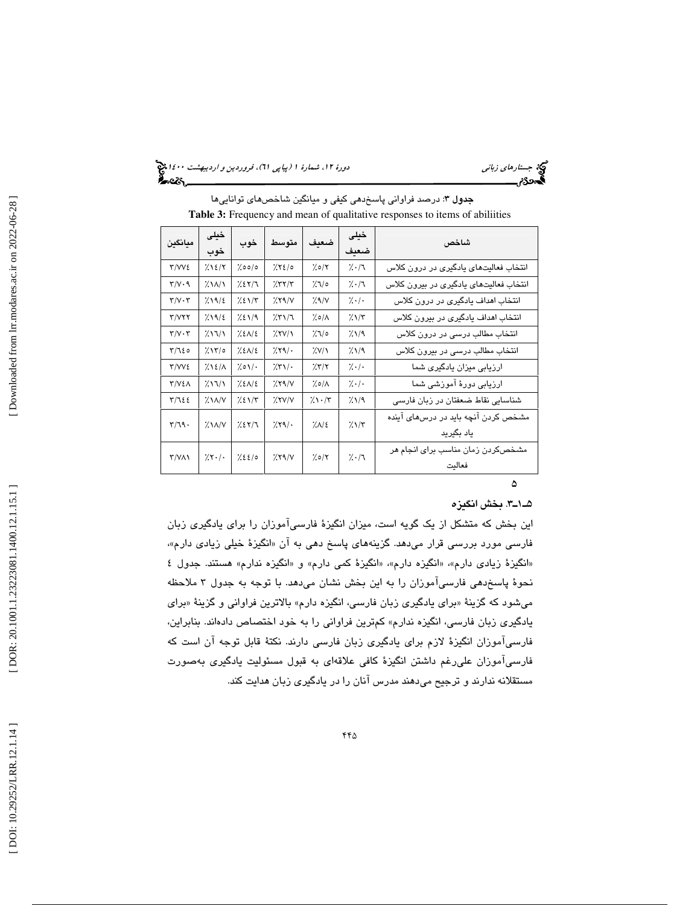**جدول ۳**: درصد فراوانی پاسخ‌دهی کیفی و میانگین شاخص‌های توانایی‌ها

**Table 3:** Frequency and mean of qualitative responses to items of abiliities

| شاخص | خیلی ضعیف | ضعیف | متوسط | خوب | خیلی خوب | میانگین |
|---|---|---|---|---|---|---|
| انتخاب فعالیت‌های یادگیری در درون کلاس | ٪۰/٦ | ٪٥/۲ | ٪۲٤/٥ | ٪٥٥/٥ | ٪۱٤/۲ | ۳/۷۷٤ |
| انتخاب فعالیت‌های یادگیری در بیرون کلاس | ٪۰/٦ | ٪٦/٥ | ٪۳۲/۳ | ٪٤۲/٦ | ٪۱۸/۱ | ۳/۷۰۹ |
| انتخاب اهداف یادگیری در درون کلاس | ٪۰/۰ | ٪۹/۷ | ٪۲۹/۷ | ٪٤۱/۳ | ٪۱۹/٤ | ۳/۷۰۳ |
| انتخاب اهداف یادگیری در بیرون کلاس | ٪۱/۳ | ٪٥/۸ | ٪۳۱/٦ | ٪٤۱/۹ | ٪۱۹/٤ | ۳/۷۲۲ |
| انتخاب مطالب درسی در درون کلاس | ٪۱/۹ | ٪٦/٥ | ٪۲۷/۱ | ٪٤۸/٤ | ٪۱٦/۱ | ۳/۷۰۳ |
| انتخاب مطالب درسی در بیرون کلاس | ٪۱/۹ | ٪۷/۱ | ٪۲۹/۰ | ٪٤۸/٤ | ٪۱۳/٥ | ۳/٦٤٥ |
| ارزیابی میزان یادگیری شما | ٪۰/۰ | ٪۳/۲ | ٪۳۱/۰ | ٪٥۱/۰ | ٪۱٤/۸ | ۳/۷۷٤ |
| ارزیابی دورهٔ آموزشی شما | ٪۰/۰ | ٪٥/۸ | ٪۲۹/۷ | ٪٤۸/٤ | ٪۱٦/۱ | ۳/۷٤۸ |
| شناسایی نقاط ضعفتان در زبان فارسی | ٪۱/۹ | ٪۱۰/۳ | ٪۲۷/۷ | ٪٤۱/۳ | ٪۱۸/۷ | ۳/٦٤٤ |
| مشخص کردن آنچه باید در درس‌های آینده یاد بگیرید | ٪۱/۳ | ٪۸/٤ | ٪۲۹/۰ | ٪٤۲/٦ | ٪۱۸/۷ | ۳/٦۹۰ |
| مشخص‌کردن زمان مناسب برای انجام هر فعالیت | ٪۰/٦ | ٪٥/۲ | ٪۲۹/۷ | ٪٤٤/٥ | ٪۲۰/۰ | ۳/۷۸۱ |

### ۵ـ۱ـ۳. بخش انگیزه

این بخش که متشکل از یک گویه است، میزان انگیزهٔ فارسی‌آموزان را برای یادگیری زبان فارسی مورد بررسی قرار می‌دهد. گزینه‌های پاسخ دهی به آن «انگیزهٔ خیلی زیادی دارم»، «انگیزهٔ زیادی دارم»، «انگیزه دارم»، «انگیزهٔ کمی دارم» و «انگیزه ندارم» هستند. جدول ٤ نحوهٔ پاسخ‌دهی فارسی‌آموزان را به این بخش نشان می‌دهد. با توجه به جدول ۳ ملاحظه می‌شود که گزینهٔ «برای یادگیری زبان فارسی، انگیزه دارم» بالاترین فراوانی و گزینهٔ «برای یادگیری زبان فارسی، انگیزه ندارم» کم‌ترین فراوانی را به خود اختصاص داده‌اند. بنابراین، فارسی‌آموزان انگیزهٔ لازم برای یادگیری زبان فارسی دارند. نکتهٔ قابل توجه آن است که فارسی‌آموزان علی‌رغم داشتن انگیزهٔ کافی علاقه‌ای به قبول مسئولیت یادگیری به‌صورت مستقلانه ندارند و ترجیح می‌دهند مدرس آنان را در یادگیری زبان هدایت کند.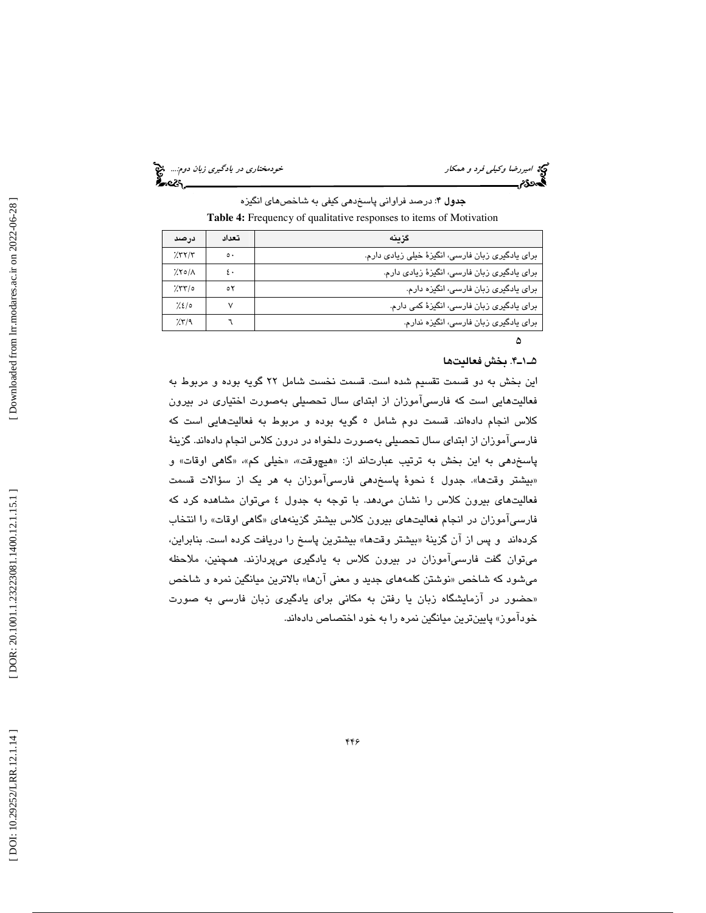**جدول ۴**: درصد فراوانی پاسخ‌دهی کیفی به شاخص‌های انگیزه

**Table 4:** Frequency of qualitative responses to items of Motivation

| گزینه | تعداد | درصد |
|---|---|---|
| برای یادگیری زبان فارسی، انگیزهٔ خیلی زیادی دارم. | ۵۰ | ٪۳۲/۳ |
| برای یادگیری زبان فارسی، انگیزهٔ زیادی دارم. | ٤۰ | ٪۲۵/۸ |
| برای یادگیری زبان فارسی، انگیزه دارم. | ۵۲ | ٪۳۳/۵ |
| برای یادگیری زبان فارسی، انگیزهٔ کمی دارم. | ۷ | ٪٤/۵ |
| برای یادگیری زبان فارسی، انگیزه ندارم. | ٦ | ٪۳/۹ |

۵

### ۵-۱-۴. بخش فعالیت‌ها

این بخش به دو قسمت تقسیم شده است. قسمت نخست شامل ۲۲ گویه بوده و مربوط به فعالیت‌هایی است که فارسی‌آموزان از ابتدای سال تحصیلی به‌صورت اختیاری در بیرون کلاس انجام داده‌اند. قسمت دوم شامل ۵ گویه بوده و مربوط به فعالیت‌هایی است که فارسی‌آموزان از ابتدای سال تحصیلی به‌صورت دلخواه در درون کلاس انجام داده‌اند. گزینهٔ پاسخ‌دهی به این بخش به ترتیب عبارت‌اند از: «هیچ‌وقت»، «خیلی کم»، «گاهی اوقات» و «بیشتر وقت‌ها». جدول ٤ نحوهٔ پاسخ‌دهی فارسی‌آموزان به هر یک از سؤالات قسمت فعالیت‌های بیرون کلاس را نشان می‌دهد. با توجه به جدول ٤ می‌توان مشاهده کرد که فارسی‌آموزان در انجام فعالیت‌های بیرون کلاس بیشتر گزینه‌های «گاهی اوقات» را انتخاب کرده‌اند و پس از آن گزینهٔ «بیشتر وقت‌ها» بیشترین پاسخ را دریافت کرده است. بنابراین، می‌توان گفت فارسی‌آموزان در بیرون کلاس به یادگیری می‌پردازند. همچنین، ملاحظه می‌شود که شاخص «نوشتن کلمه‌های جدید و معنی آن‌ها» بالاترین میانگین نمره و شاخص «حضور در آزمایشگاه زبان یا رفتن به مکانی برای یادگیری زبان فارسی به صورت خودآموز» پایین‌ترین میانگین نمره را به خود اختصاص داده‌اند.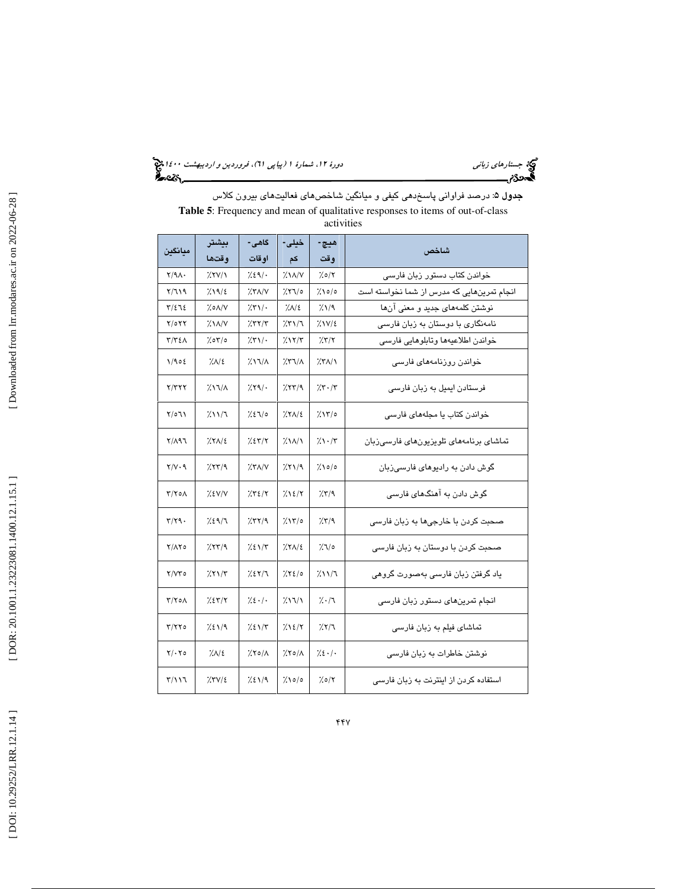جدول ۵: درصد فراوانی پاسخ‌دهی کیفی و میانگین شاخص‌های فعالیت‌های بیرون کلاس

**Table 5**: Frequency and mean of qualitative responses to items of out-of-class activities

| شاخص | هیچ-وقت | خیلی-کم | گاهی-اوقات | بیشتر وقت‌ها | میانگین |
|---|---|---|---|---|---|
| خواندن کتاب دستور زبان فارسی | ٪۵/۲ | ٪۱۸/۷ | ٪۴۹/۰ | ٪۲۷/۱ | ۲/۹۸۰ |
| انجام تمرین‌هایی که مدرس از شما نخواسته است | ٪۱۵/۵ | ٪۲۶/۵ | ٪۳۸/۷ | ٪۱۹/۴ | ۲/۶۱۹ |
| نوشتن کلمه‌های جدید و معنی آن‌ها | ٪۱/۹ | ٪۸/۴ | ٪۳۱/۰ | ٪۵۸/۷ | ۳/۴۶۴ |
| نامه‌نگاری با دوستان به زبان فارسی | ٪۱۷/۴ | ٪۳۱/۶ | ٪۳۲/۳ | ٪۱۸/۷ | ۲/۵۲۲ |
| خواندن اطلاعیه‌ها وتابلوهایی فارسی | ٪۳/۲ | ٪۱۲/۳ | ٪۳۱/۰ | ٪۵۳/۵ | ۳/۳۴۸ |
| خواندن روزنامه‌های فارسی | ٪۳۸/۱ | ٪۳۶/۸ | ٪۱۶/۸ | ٪۸/۴ | ۱/۹۵۴ |
| فرستادن ایمیل به زبان فارسی | ٪۳۰/۳ | ٪۲۳/۹ | ٪۲۹/۰ | ٪۱۶/۸ | ۲/۳۲۲ |
| خواندن کتاب یا مجله‌های فارسی | ٪۱۳/۵ | ٪۲۸/۴ | ٪۴۶/۵ | ٪۱۱/۶ | ۲/۵۶۱ |
| تماشای برنامه‌های تلویزیون‌های فارسی‌زبان | ٪۱۰/۳ | ٪۱۸/۱ | ٪۴۳/۲ | ٪۲۸/۴ | ۲/۸۹۶ |
| گوش دادن به رادیوهای فارسی‌زبان | ٪۱۵/۵ | ٪۲۱/۹ | ٪۳۸/۷ | ٪۲۳/۹ | ۲/۷۰۹ |
| گوش دادن به آهنگ‌های فارسی | ٪۳/۹ | ٪۱۴/۲ | ٪۳۴/۲ | ٪۴۷/۷ | ۳/۲۵۸ |
| صحبت کردن با خارجی‌ها به زبان فارسی | ٪۳/۹ | ٪۱۳/۵ | ٪۳۲/۹ | ٪۴۹/۶ | ۳/۲۹۰ |
| صحبت کردن با دوستان به زبان فارسی | ٪۶/۵ | ٪۲۸/۴ | ٪۴۱/۳ | ٪۲۳/۹ | ۲/۸۲۵ |
| یاد گرفتن زبان فارسی به‌صورت گروهی | ٪۱۱/۶ | ٪۲۴/۵ | ٪۴۲/۶ | ٪۲۱/۳ | ۲/۷۳۵ |
| انجام تمرین‌های دستور زبان فارسی | ٪۰/۶ | ٪۱۶/۱ | ٪۴۰/۰ | ٪۴۳/۲ | ۳/۲۵۸ |
| تماشای فیلم به زبان فارسی | ٪۲/۶ | ٪۱۴/۲ | ٪۴۱/۳ | ٪۴۱/۹ | ۳/۲۲۵ |
| نوشتن خاطرات به زبان فارسی | ٪۴۰/۰ | ٪۲۵/۸ | ٪۲۵/۸ | ٪۸/۴ | ۲/۰۲۵ |
| استفاده کردن از اینترنت به زبان فارسی | ٪۵/۲ | ٪۱۵/۵ | ٪۴۱/۹ | ٪۳۷/۴ | ۳/۱۱۶ |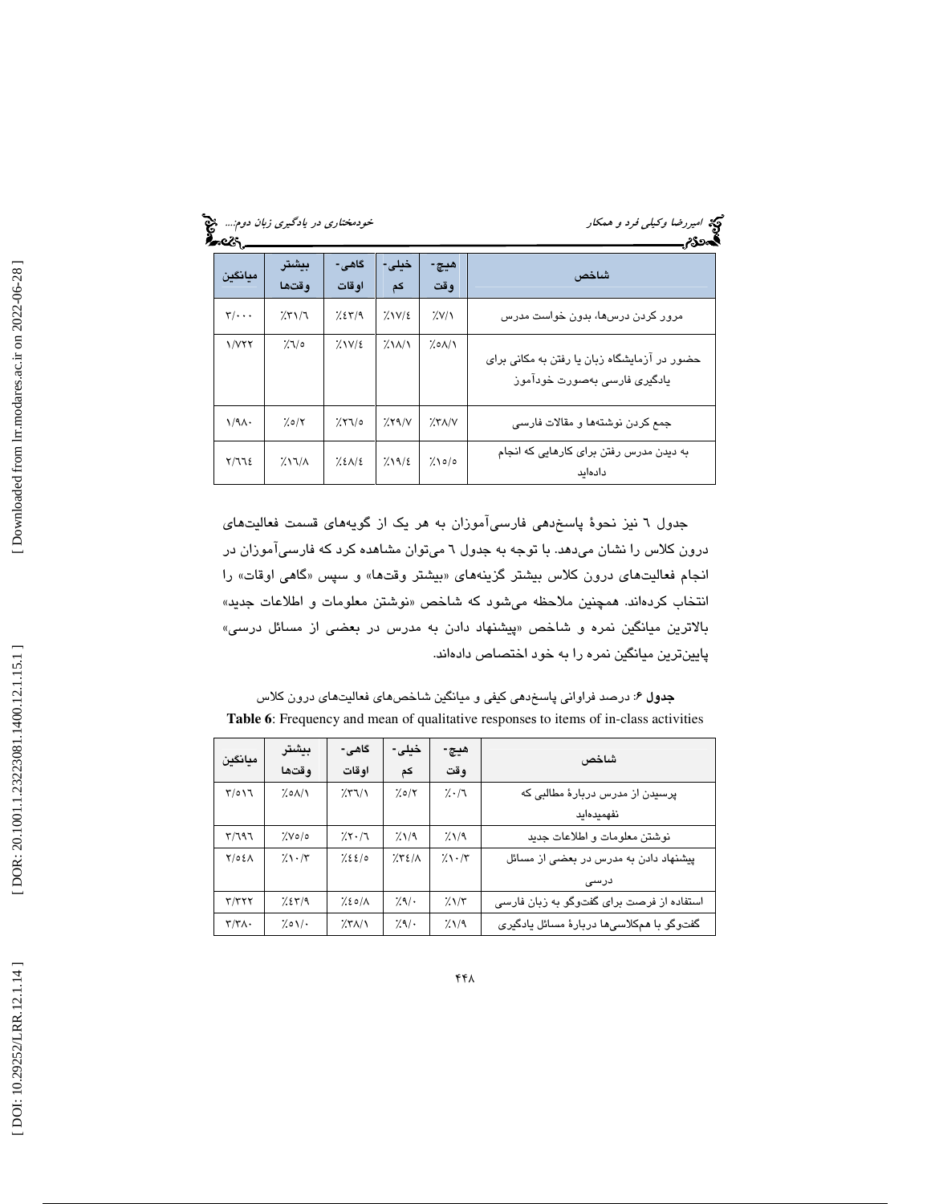| شاخص | هیچ- وقت | خیلی- کم | گاهی- اوقات | بیشتر وقت‌ها | میانگین |
|---|---|---|---|---|---|
| مرور کردن درس‌ها، بدون خواست مدرس | ٪۷/۱ | ٪۱۷/٤ | ٪٤۳/۹ | ٪۳۱/٦ | ۳/۰۰۰ |
| حضور در آزمایشگاه زبان یا رفتن به مکانی برای یادگیری فارسی به‌صورت خودآموز | ٪٥۸/۱ | ٪۱۸/۱ | ٪۱۷/٤ | ٪٦/٥ | ۱/۷۲۲ |
| جمع کردن نوشته‌ها و مقالات فارسی | ٪۳۸/۷ | ٪۲۹/۷ | ٪۲٦/٥ | ٪٥/۲ | ۱/۹۸۰ |
| به دیدن مدرس رفتن برای کارهایی که انجام داده‌اید | ٪۱٥/٥ | ٪۱۹/٤ | ٪٤۸/٤ | ٪۱٦/۸ | ۲/٦٦٤ |

جدول ٦ نیز نحوهٔ پاسخ‌دهی فارسی‌آموزان به هر یک از گویه‌های قسمت فعالیت‌های درون کلاس را نشان می‌دهد. با توجه به جدول ٦ می‌توان مشاهده کرد که فارسی‌آموزان در انجام فعالیت‌های درون کلاس بیشتر گزینه‌های «بیشتر وقت‌ها» و سپس «گاهی اوقات» را انتخاب کرده‌اند. همچنین ملاحظه می‌شود که شاخص «نوشتن معلومات و اطلاعات جدید» بالاترین میانگین نمره و شاخص «پیشنهاد دادن به مدرس در بعضی از مسائل درسی» پایین‌ترین میانگین نمره را به خود اختصاص داده‌اند.

**جدول ٦**: درصد فراوانی پاسخ‌دهی کیفی و میانگین شاخص‌های فعالیت‌های درون کلاس

**Table 6**: Frequency and mean of qualitative responses to items of in-class activities

| شاخص | هیچ- وقت | خیلی- کم | گاهی- اوقات | بیشتر وقت‌ها | میانگین |
|---|---|---|---|---|---|
| پرسیدن از مدرس دربارهٔ مطالبی که نفهمیده‌اید | ٪۰/٦ | ٪٥/۲ | ٪۳٦/۱ | ٪٥۸/۱ | ۳/٥۱٦ |
| نوشتن معلومات و اطلاعات جدید | ٪۱/۹ | ٪۱/۹ | ٪۲۰/٦ | ٪۷٥/٥ | ۳/٦۹٦ |
| پیشنهاد دادن به مدرس در بعضی از مسائل درسی | ٪۱۰/۳ | ٪۳٤/۸ | ٪٤٤/٥ | ٪۱۰/۳ | ۲/٥٤۸ |
| استفاده از فرصت برای گفت‌وگو به زبان فارسی | ٪۱/۳ | ٪۹/۰ | ٪٤٥/۸ | ٪٤۳/۹ | ۳/۳۲۲ |
| گفت‌وگو با هم‌کلاسی‌ها دربارهٔ مسائل یادگیری | ٪۱/۹ | ٪۹/۰ | ٪۳۸/۱ | ٪٥۱/۰ | ۳/۳۸۰ |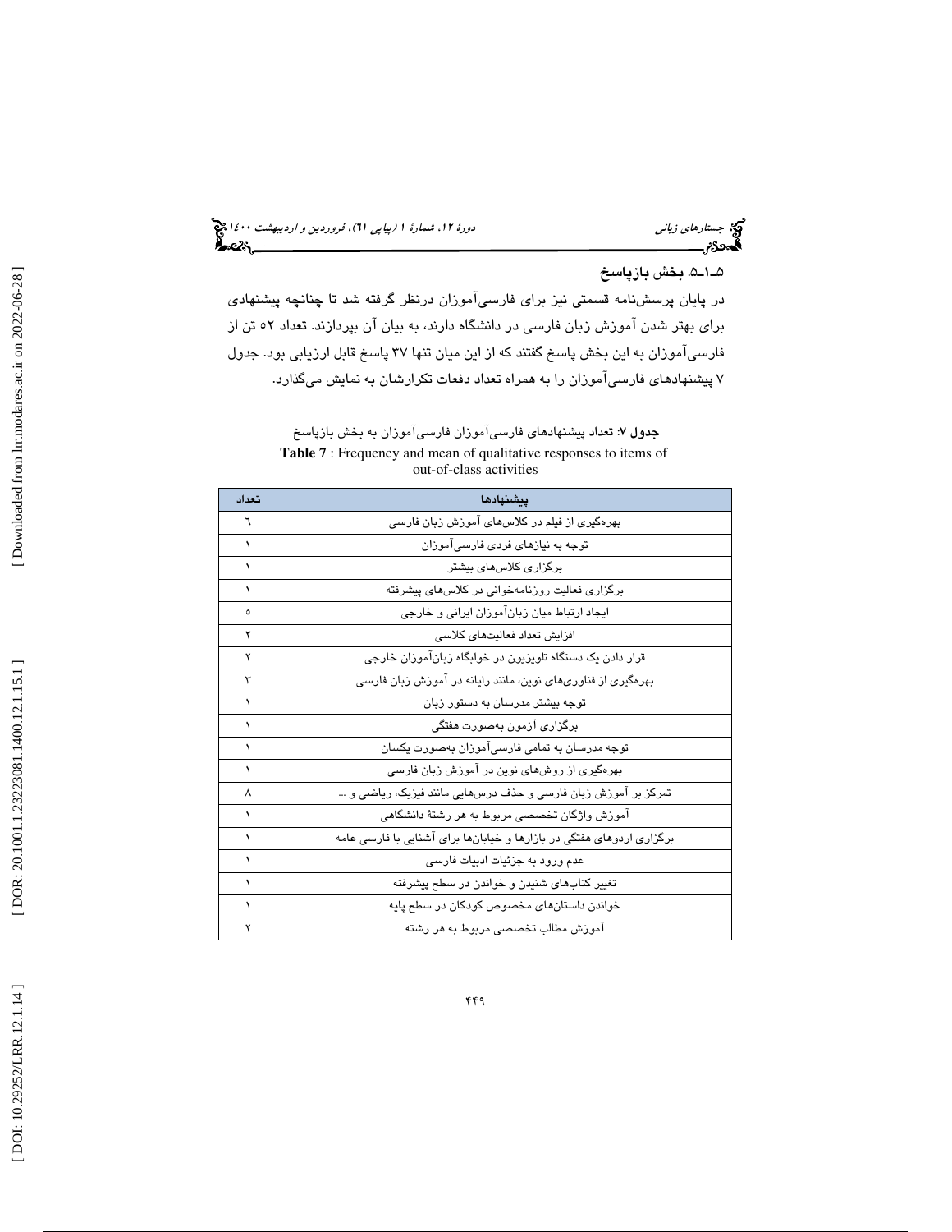### ۵ـ۱ـ۵. بخش بازپاسخ

در پایان پرسش‌نامه قسمتی نیز برای فارسی‌آموزان درنظر گرفته شد تا چنانچه پیشنهادی برای بهتر شدن آموزش زبان فارسی در دانشگاه دارند، به بیان آن بپردازند. تعداد ۵۲ تن از فارسی‌آموزان به این بخش پاسخ گفتند که از این میان تنها ۳۷ پاسخ قابل ارزیابی بود. جدول ۷ پیشنهادهای فارسی‌آموزان را به همراه تعداد دفعات تکرارشان به نمایش می‌گذارد.

**جدول ۷**: تعداد پیشنهادهای فارسی‌آموزان فارسی‌آموزان به بخش بازپاسخ

**Table 7** : Frequency and mean of qualitative responses to items of out-of-class activities

| پیشنهادها | تعداد |
|---|---|
| بهره‌گیری از فیلم در کلاس‌های آموزش زبان فارسی | ٦ |
| توجه به نیازهای فردی فارسی‌آموزان | ۱ |
| برگزاری کلاس‌های بیشتر | ۱ |
| برگزاری فعالیت روزنامه‌خوانی در کلاس‌های پیشرفته | ۱ |
| ایجاد ارتباط میان زبان‌آموزان ایرانی و خارجی | ۵ |
| افزایش تعداد فعالیت‌های کلاسی | ۲ |
| قرار دادن یک دستگاه تلویزیون در خوابگاه زبان‌آموزان خارجی | ۲ |
| بهره‌گیری از فناوری‌های نوین، مانند رایانه در آموزش زبان فارسی | ۳ |
| توجه بیشتر مدرسان به دستور زبان | ۱ |
| برگزاری آزمون به‌صورت هفتگی | ۱ |
| توجه مدرسان به تمامی فارسی‌آموزان به‌صورت یکسان | ۱ |
| بهره‌گیری از روش‌های نوین در آموزش زبان فارسی | ۱ |
| تمرکز بر آموزش زبان فارسی و حذف درس‌هایی مانند فیزیک، ریاضی و ... | ۸ |
| آموزش واژگان تخصصی مربوط به هر رشتهٔ دانشگاهی | ۱ |
| برگزاری اردوهای هفتگی در بازارها و خیابان‌ها برای آشنایی با فارسی عامه | ۱ |
| عدم ورود به جزئیات ادبیات فارسی | ۱ |
| تغییر کتاب‌های شنیدن و خواندن در سطح پیشرفته | ۱ |
| خواندن داستان‌های مخصوص کودکان در سطح پایه | ۱ |
| آموزش مطالب تخصصی مربوط به هر رشته | ۲ |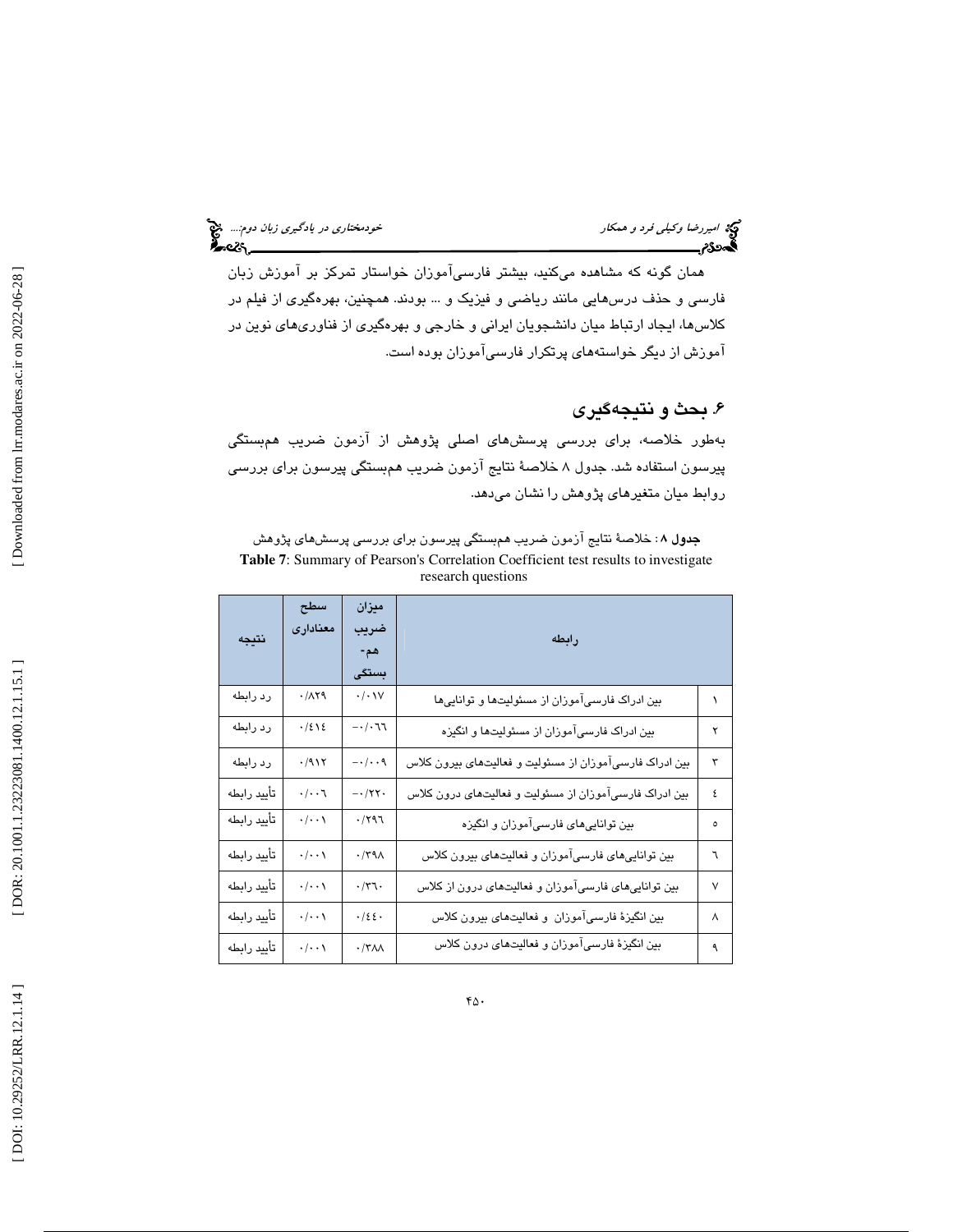همان گونه که مشاهده می‌کنید، بیشتر فارسی‌آموزان خواستار تمرکز بر آموزش زبان فارسی و حذف درس‌هایی مانند ریاضی و فیزیک و ... بودند. همچنین، بهره‌گیری از فیلم در کلاس‌ها، ایجاد ارتباط میان دانشجویان ایرانی و خارجی و بهره‌گیری از فناوری‌های نوین در آموزش از دیگر خواسته‌های پرتکرار فارسی‌آموزان بوده است.

## ۶. بحث و نتیجه‌گیری

به‌طور خلاصه، برای بررسی پرسش‌های اصلی پژوهش از آزمون ضریب هم‌بستگی پیرسون استفاده شد. جدول ۸ خلاصهٔ نتایج آزمون ضریب هم‌بستگی پیرسون برای بررسی روابط میان متغیرهای پژوهش را نشان می‌دهد.

**جدول ۸**: خلاصهٔ نتایج آزمون ضریب هم‌بستگی پیرسون برای بررسی پرسش‌های پژوهش

**Table 7**: Summary of Pearson's Correlation Coefficient test results to investigate research questions

| | رابطه | میزان ضریب هم‌بستگی | سطح معناداری | نتیجه |
|---|---|---|---|---|
| ۱ | بین ادراک فارسی‌آموزان از مسئولیت‌ها و توانایی‌ها | ۰/۰۱۷ | ۰/۸۲۹ | رد رابطه |
| ۲ | بین ادراک فارسی‌آموزان از مسئولیت‌ها و انگیزه | ۰/۰۶۶- | ۰/۴۱۴ | رد رابطه |
| ۳ | بین ادراک فارسی‌آموزان از مسئولیت و فعالیت‌های بیرون کلاس | ۰/۰۰۹- | ۰/۹۱۲ | رد رابطه |
| ۴ | بین ادراک فارسی‌آموزان از مسئولیت و فعالیت‌های درون کلاس | ۰/۲۲۰- | ۰/۰۰۶ | تأیید رابطه |
| ۵ | بین توانایی‌های فارسی‌آموزان و انگیزه | ۰/۲۹۶ | ۰/۰۰۱ | تأیید رابطه |
| ۶ | بین توانایی‌های فارسی‌آموزان و فعالیت‌های بیرون کلاس | ۰/۳۹۸ | ۰/۰۰۱ | تأیید رابطه |
| ۷ | بین توانایی‌های فارسی‌آموزان و فعالیت‌های درون از کلاس | ۰/۳۶۰ | ۰/۰۰۱ | تأیید رابطه |
| ۸ | بین انگیزهٔ فارسی‌آموزان و فعالیت‌های بیرون کلاس | ۰/۴۴۰ | ۰/۰۰۱ | تأیید رابطه |
| ۹ | بین انگیزهٔ فارسی‌آموزان و فعالیت‌های درون کلاس | ۰/۳۸۸ | ۰/۰۰۱ | تأیید رابطه |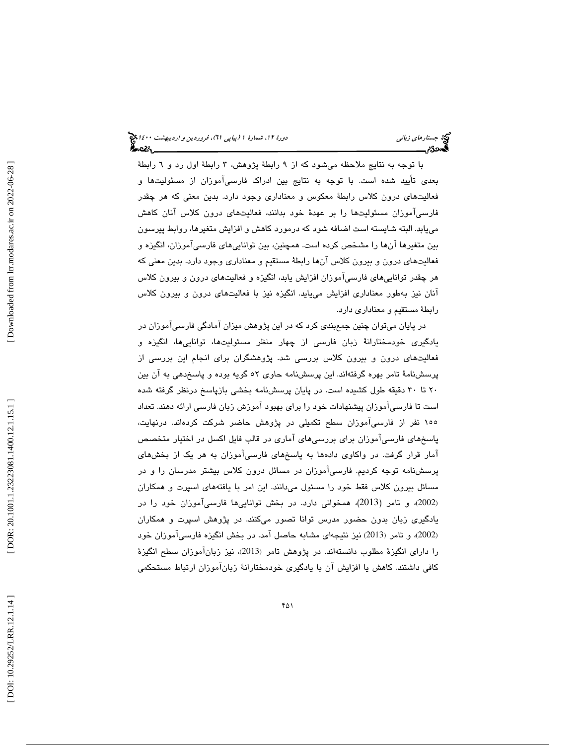با توجه به نتایج ملاحظه می‌شود که از ۹ رابطهٔ پژوهش، ۳ رابطهٔ اول رد و ٦ رابطهٔ بعدی تأیید شده است. با توجه به نتایج بین ادراک فارسی‌آموزان از مسئولیت‌ها و فعالیت‌های درون کلاس رابطهٔ معکوس و معناداری وجود دارد. بدین معنی که هر چقدر فارسی‌آموزان مسئولیت‌ها را بر عهدهٔ خود بدانند، فعالیت‌های درون کلاس آنان کاهش می‌یابد. البته شایسته است اضافه شود که درمورد کاهش و افزایش متغیرها، روابط پیرسون بین متغیرها آن‌ها را مشخص کرده است. همچنین، بین توانایی‌های فارسی‌آموزان، انگیزه و فعالیت‌های درون و بیرون کلاس آن‌ها رابطهٔ مستقیم و معناداری وجود دارد. بدین معنی که هر چقدر توانایی‌های فارسی‌آموزان افزایش یابد، انگیزه و فعالیت‌های درون و بیرون کلاس آنان نیز به‌طور معناداری افزایش می‌یابد. انگیزه نیز با فعالیت‌های درون و بیرون کلاس رابطهٔ مستقیم و معناداری دارد.

در پایان می‌توان چنین جمع‌بندی کرد که در این پژوهش میزان آمادگی فارسی‌آموزان در یادگیری خودمختارانهٔ زبان فارسی از چهار منظر مسئولیت‌ها، توانایی‌ها، انگیزه و فعالیت‌های درون و بیرون کلاس بررسی شد. پژوهشگران برای انجام این بررسی از پرسش‌نامهٔ تامر بهره گرفته‌اند. این پرسش‌نامه حاوی ۵۲ گویه بوده و پاسخ‌دهی به آن بین ۲۰ تا ۳۰ دقیقه طول کشیده است. در پایان پرسش‌نامه بخشی بازپاسخ درنظر گرفته شده است تا فارسی‌آموزان پیشنهادات خود را برای بهبود آموزش زبان فارسی ارائه دهند. تعداد ۱۵۵ نفر از فارسی‌آموزان سطح تکمیلی در پژوهش حاضر شرکت کرده‌اند. درنهایت، پاسخ‌های فارسی‌آموزان برای بررسی‌های آماری در قالب فایل اکسل در اختیار متخصص آمار قرار گرفت. در واکاوی داده‌ها به پاسخ‌های فارسی‌آموزان به هر یک از بخش‌های پرسش‌نامه توجه کردیم. فارسی‌آموزان در مسائل درون کلاس بیشتر مدرسان را و در مسائل بیرون کلاس فقط خود را مسئول می‌دانند. این امر با یافته‌های اسپرت و همکاران (2002)، و تامر (2013)، همخوانی دارد. در بخش توانایی‌ها فارسی‌آموزان خود را در یادگیری زبان بدون حضور مدرس توانا تصور می‌کنند. در پژوهش اسپرت و همکاران (2002)، و تامر (2013) نیز نتیجه‌ای مشابه حاصل آمد. در بخش انگیزه فارسی‌آموزان خود را دارای انگیزهٔ مطلوب دانسته‌اند. در پژوهش تامر (2013)، نیز زبان‌آموزان سطح انگیزهٔ کافی داشتند. کاهش یا افزایش آن با یادگیری خودمختارانهٔ زبان‌آموزان ارتباط مستحکمی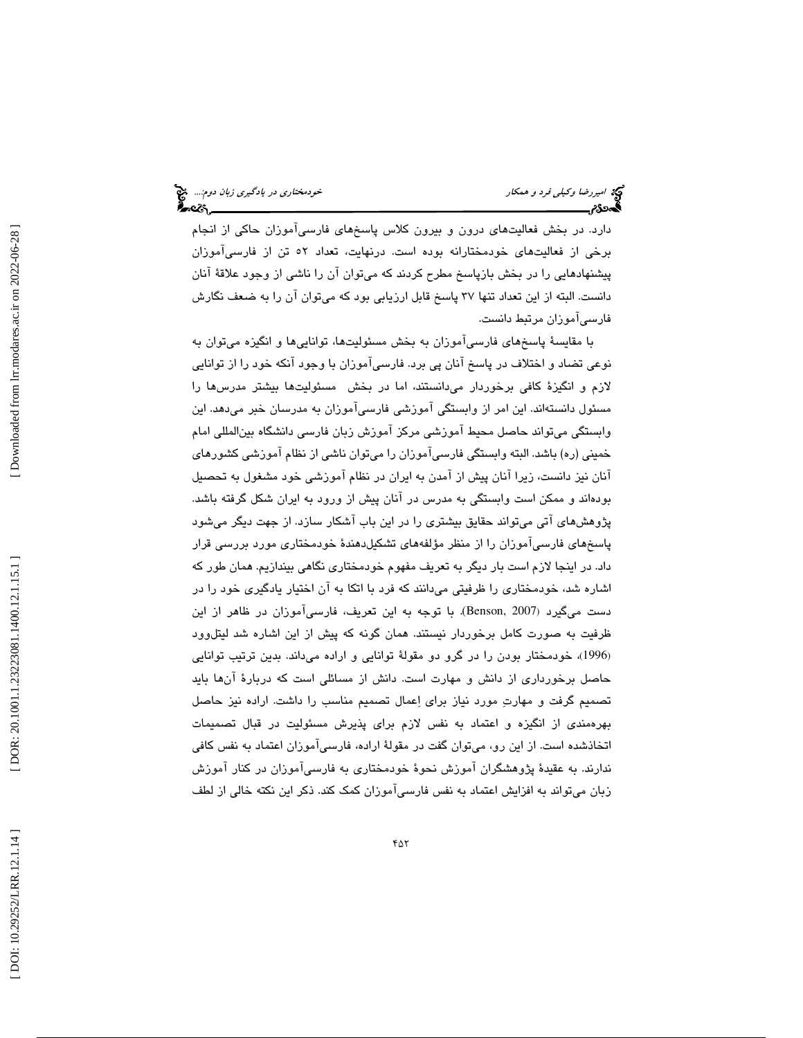دارد. در بخش فعالیت‌های درون و بیرون کلاس پاسخ‌های فارسی‌آموزان حاکی از انجام برخی از فعالیت‌های خودمختارانه بوده است. درنهایت، تعداد ۵۲ تن از فارسی‌آموزان پیشنهادهایی را در بخش بازپاسخ مطرح کردند که می‌توان آن را ناشی از وجود علاقهٔ آنان دانست. البته از این تعداد تنها ۳۷ پاسخ قابل ارزیابی بود که می‌توان آن را به ضعف نگارش فارسی‌آموزان مرتبط دانست.

با مقایسهٔ پاسخ‌های فارسی‌آموزان به بخش مسئولیت‌ها، توانایی‌ها و انگیزه می‌توان به نوعی تضاد و اختلاف در پاسخ آنان پی برد. فارسی‌آموزان با وجود آنکه خود را از توانایی لازم و انگیزهٔ کافی برخوردار می‌دانستند، اما در بخش مسئولیت‌ها بیشتر مدرس‌ها را مسئول دانسته‌اند. این امر از وابستگی آموزشی فارسی‌آموزان به مدرسان خبر می‌دهد. این وابستگی می‌تواند حاصل محیط آموزشی مرکز آموزش زبان فارسی دانشگاه بین‌المللی امام خمینی (ره) باشد. البته وابستگی فارسی‌آموزان را می‌توان ناشی از نظام آموزشی کشورهای آنان نیز دانست، زیرا آنان پیش از آمدن به ایران در نظام آموزشی خود مشغول به تحصیل بوده‌اند و ممکن است وابستگی به مدرس در آنان پیش از ورود به ایران شکل گرفته باشد. پژوهش‌های آتی می‌تواند حقایق بیشتری را در این باب آشکار سازد. از جهت دیگر می‌شود پاسخ‌های فارسی‌آموزان را از منظر مؤلفه‌های تشکیل‌دهندهٔ خودمختاری مورد بررسی قرار داد. در اینجا لازم است بار دیگر به تعریف مفهوم خودمختاری نگاهی بیندازیم. همان طور که اشاره شد، خودمختاری را ظرفیتی می‌دانند که فرد با اتکا به آن اختیار یادگیری خود را در دست می‌گیرد (Benson, 2007). با توجه به این تعریف، فارسی‌آموزان در ظاهر از این ظرفیت به صورت کامل برخوردار نیستند. همان گونه که پیش از این اشاره شد لیتل‌وود (1996)، خودمختار بودن را در گرو دو مقولهٔ توانایی و اراده می‌داند. بدین ترتیب توانایی حاصل برخورداری از دانش و مهارت است. دانش از مسائلی است که دربارهٔ آن‌ها باید تصمیم گرفت و مهارتِ مورد نیاز برای اِعمال تصمیم مناسب را داشت. اراده نیز حاصل بهره‌مندی از انگیزه و اعتماد به نفس لازم برای پذیرش مسئولیت در قبال تصمیمات اتخاذشده است. از این رو، می‌توان گفت در مقولهٔ اراده، فارسی‌آموزان اعتماد به نفس کافی ندارند. به عقیدهٔ پژوهشگران آموزش نحوهٔ خودمختاری به فارسی‌آموزان در کنار آموزش زبان می‌تواند به افزایش اعتماد به نفس فارسی‌آموزان کمک کند. ذکر این نکته خالی از لطف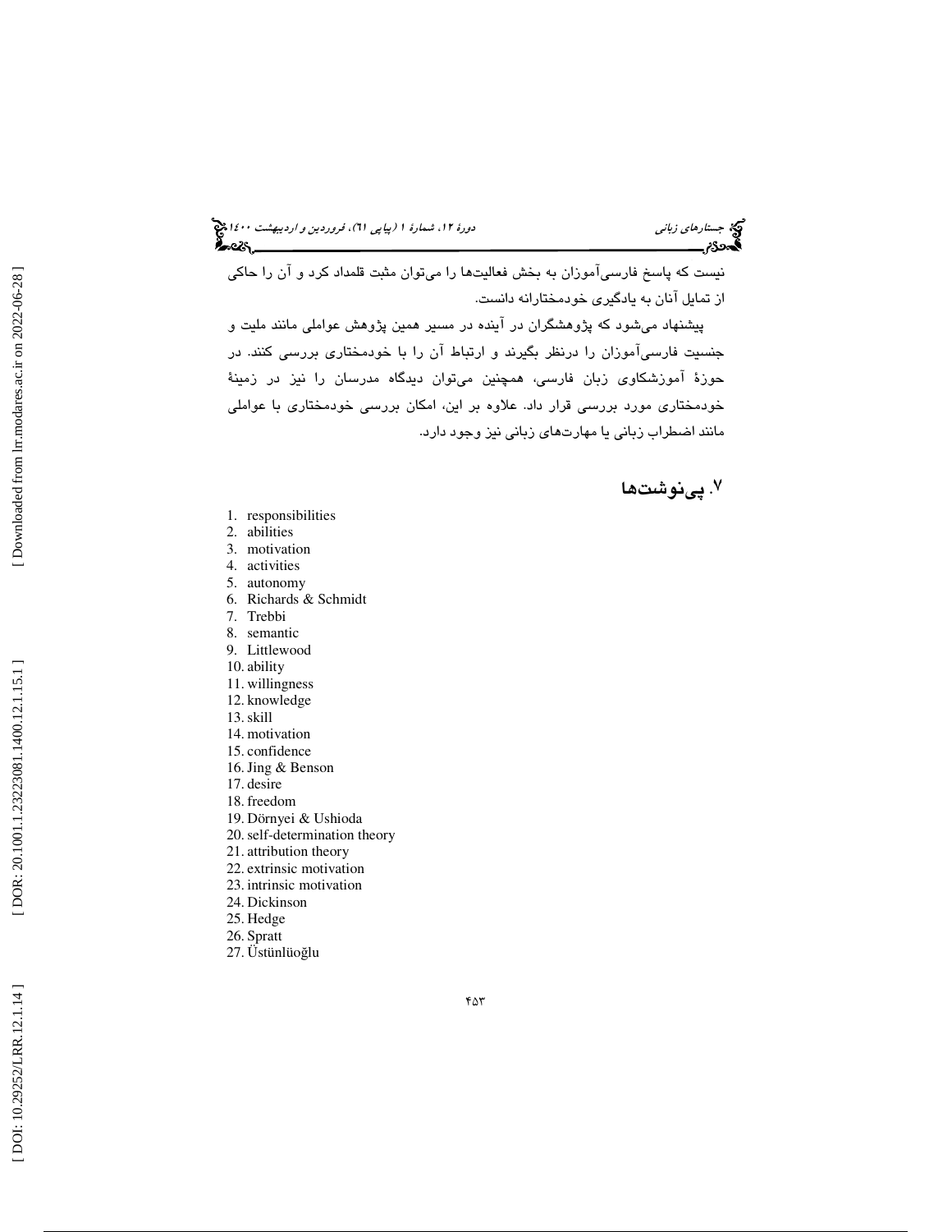نیست که پاسخ فارسی‌آموزان به بخش فعالیت‌ها را می‌توان مثبت قلمداد کرد و آن را حاکی از تمایل آنان به یادگیری خودمختارانه دانست.

پیشنهاد می‌شود که پژوهشگران در آینده در مسیر همین پژوهش عواملی مانند ملیت و جنسیت فارسی‌آموزان را درنظر بگیرند و ارتباط آن را با خودمختاری بررسی کنند. در حوزهٔ آموزشکاوی زبان فارسی، همچنین می‌توان دیدگاه مدرسان را نیز در زمینهٔ خودمختاری مورد بررسی قرار داد. علاوه بر این، امکان بررسی خودمختاری با عواملی مانند اضطراب زبانی یا مهارت‌های زبانی نیز وجود دارد.

## ۷. پی‌نوشت‌ها

1. responsibilities
2. abilities
3. motivation
4. activities
5. autonomy
6. Richards & Schmidt
7. Trebbi
8. semantic
9. Littlewood
10. ability
11. willingness
12. knowledge
13. skill
14. motivation
15. confidence
16. Jing & Benson
17. desire
18. freedom
19. Dörnyei & Ushioda
20. self-determination theory
21. attribution theory
22. extrinsic motivation
23. intrinsic motivation
24. Dickinson
25. Hedge
26. Spratt
27. Üstünlüoğlu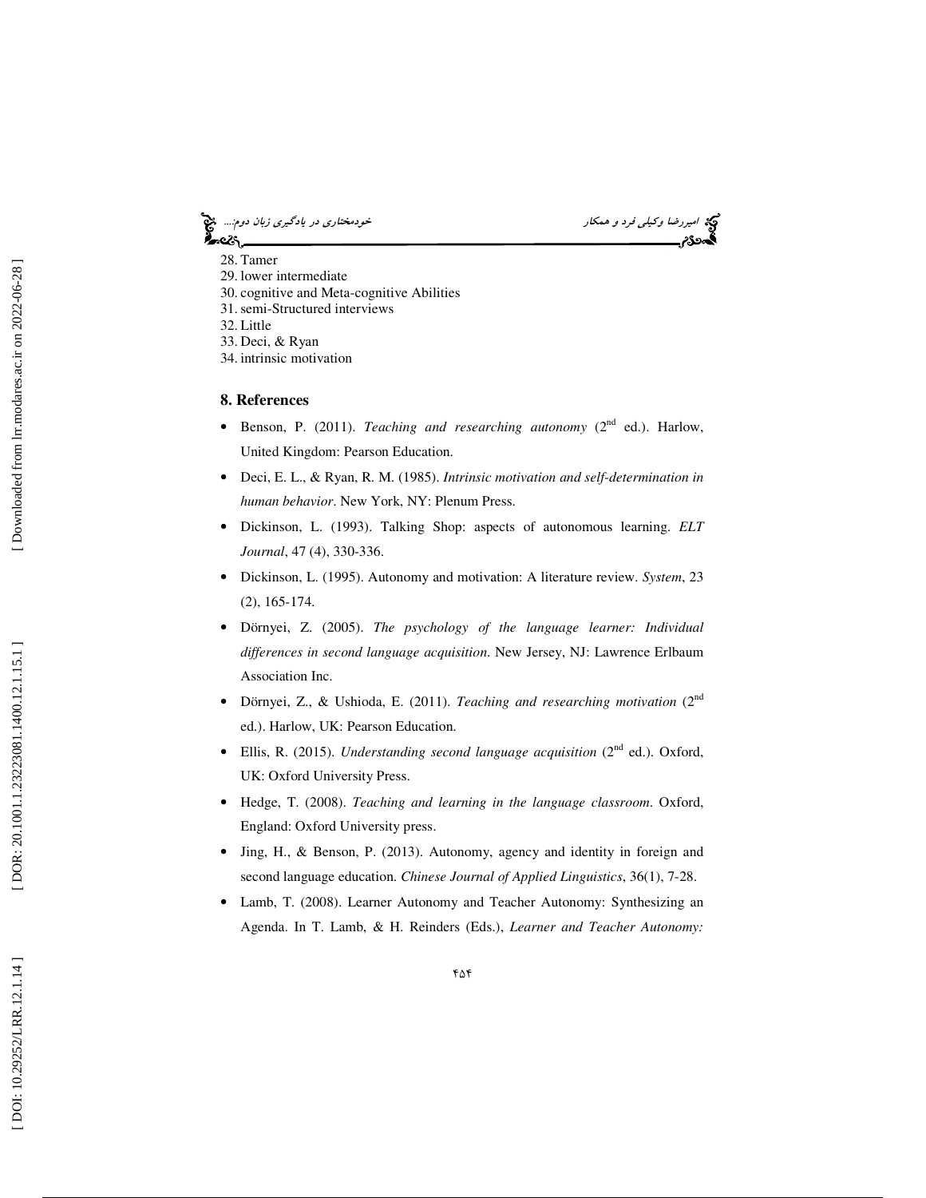28. Tamer
29. lower intermediate
30. cognitive and Meta-cognitive Abilities
31. semi-Structured interviews
32. Little
33. Deci, & Ryan
34. intrinsic motivation

## 8. References

- Benson, P. (2011). *Teaching and researching autonomy* (2nd ed.). Harlow, United Kingdom: Pearson Education.
- Deci, E. L., & Ryan, R. M. (1985). *Intrinsic motivation and self-determination in human behavior*. New York, NY: Plenum Press.
- Dickinson, L. (1993). Talking Shop: aspects of autonomous learning. *ELT Journal*, 47 (4), 330-336.
- Dickinson, L. (1995). Autonomy and motivation: A literature review. *System*, 23 (2), 165-174.
- Dörnyei, Z. (2005). *The psychology of the language learner: Individual differences in second language acquisition*. New Jersey, NJ: Lawrence Erlbaum Association Inc.
- Dörnyei, Z., & Ushioda, E. (2011). *Teaching and researching motivation* (2nd ed.). Harlow, UK: Pearson Education.
- Ellis, R. (2015). *Understanding second language acquisition* (2nd ed.). Oxford, UK: Oxford University Press.
- Hedge, T. (2008). *Teaching and learning in the language classroom*. Oxford, England: Oxford University press.
- Jing, H., & Benson, P. (2013). Autonomy, agency and identity in foreign and second language education. *Chinese Journal of Applied Linguistics*, 36(1), 7-28.
- Lamb, T. (2008). Learner Autonomy and Teacher Autonomy: Synthesizing an Agenda. In T. Lamb, & H. Reinders (Eds.), *Learner and Teacher Autonomy:*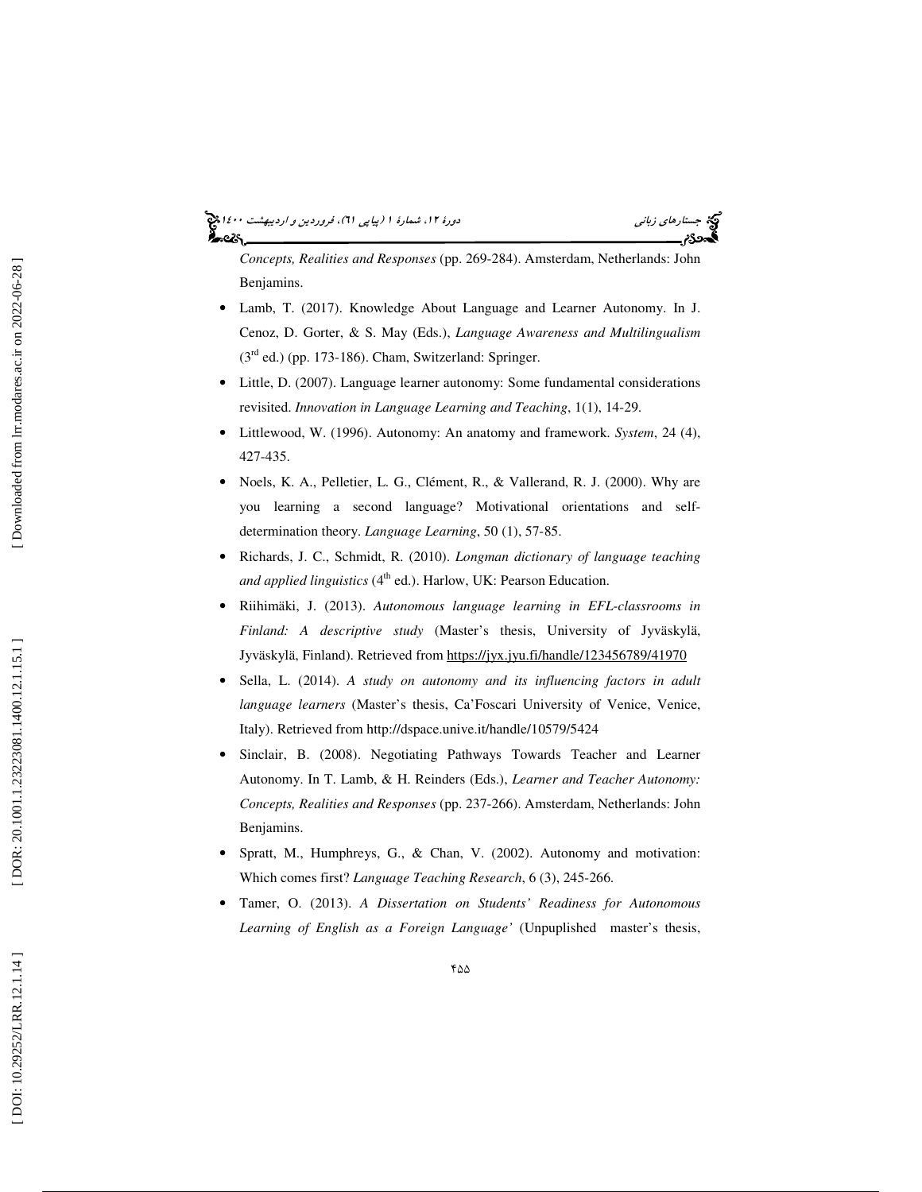*Concepts, Realities and Responses* (pp. 269-284). Amsterdam, Netherlands: John Benjamins.

- Lamb, T. (2017). Knowledge About Language and Learner Autonomy. In J. Cenoz, D. Gorter, & S. May (Eds.), *Language Awareness and Multilingualism* (3rd ed.) (pp. 173-186). Cham, Switzerland: Springer.
- Little, D. (2007). Language learner autonomy: Some fundamental considerations revisited. *Innovation in Language Learning and Teaching*, 1(1), 14-29.
- Littlewood, W. (1996). Autonomy: An anatomy and framework. *System*, 24 (4), 427-435.
- Noels, K. A., Pelletier, L. G., Clément, R., & Vallerand, R. J. (2000). Why are you learning a second language? Motivational orientations and self-determination theory. *Language Learning*, 50 (1), 57-85.
- Richards, J. C., Schmidt, R. (2010). *Longman dictionary of language teaching and applied linguistics* (4th ed.). Harlow, UK: Pearson Education.
- Riihimäki, J. (2013). *Autonomous language learning in EFL-classrooms in Finland: A descriptive study* (Master's thesis, University of Jyväskylä, Jyväskylä, Finland). Retrieved from https://jyx.jyu.fi/handle/123456789/41970
- Sella, L. (2014). *A study on autonomy and its influencing factors in adult language learners* (Master's thesis, Ca'Foscari University of Venice, Venice, Italy). Retrieved from http://dspace.unive.it/handle/10579/5424
- Sinclair, B. (2008). Negotiating Pathways Towards Teacher and Learner Autonomy. In T. Lamb, & H. Reinders (Eds.), *Learner and Teacher Autonomy: Concepts, Realities and Responses* (pp. 237-266). Amsterdam, Netherlands: John Benjamins.
- Spratt, M., Humphreys, G., & Chan, V. (2002). Autonomy and motivation: Which comes first? *Language Teaching Research*, 6 (3), 245-266.
- Tamer, O. (2013). *A Dissertation on Students' Readiness for Autonomous Learning of English as a Foreign Language'* (Unpuplished master's thesis,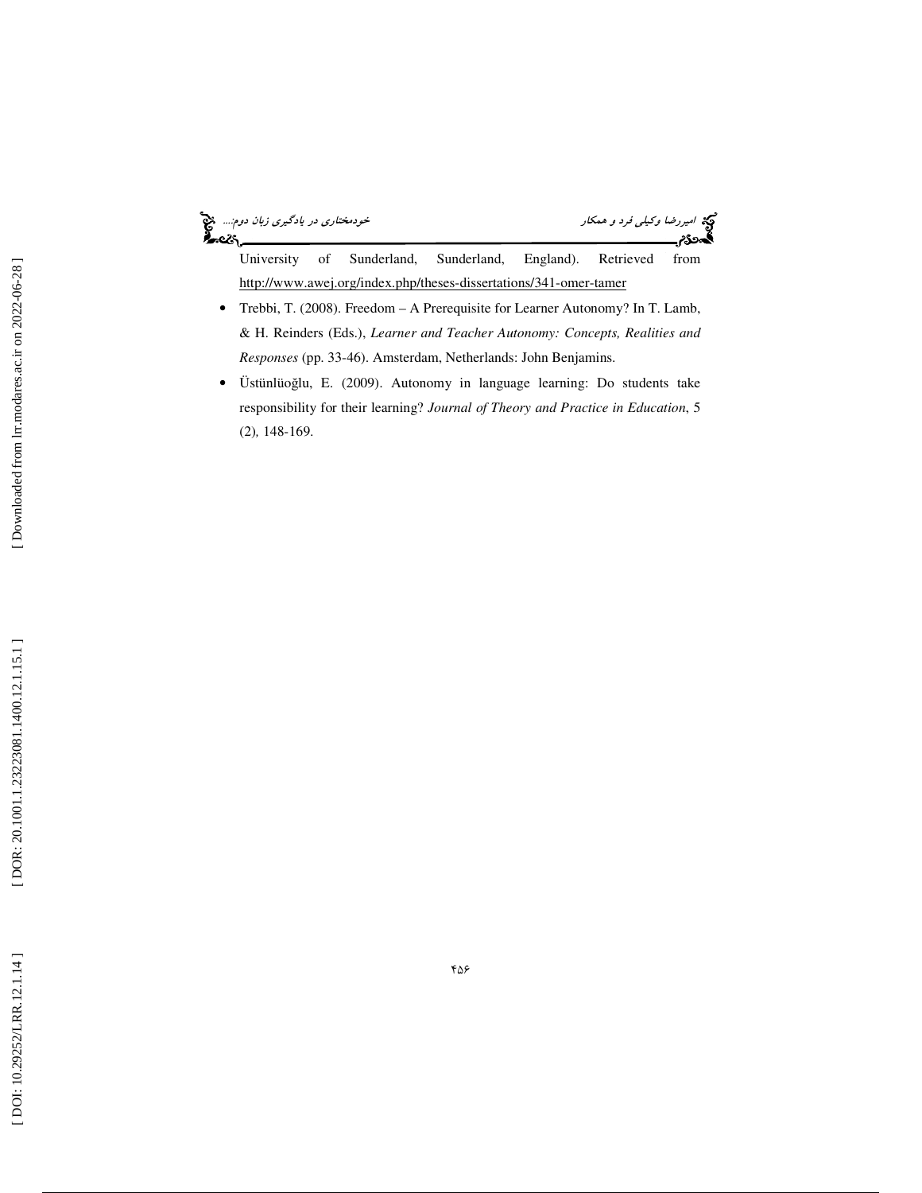University of Sunderland, Sunderland, England). Retrieved from http://www.awej.org/index.php/theses-dissertations/341-omer-tamer

- Trebbi, T. (2008). Freedom – A Prerequisite for Learner Autonomy? In T. Lamb, & H. Reinders (Eds.), *Learner and Teacher Autonomy: Concepts, Realities and Responses* (pp. 33-46). Amsterdam, Netherlands: John Benjamins.
- Üstünlüoğlu, E. (2009). Autonomy in language learning: Do students take responsibility for their learning? *Journal of Theory and Practice in Education*, 5 (2), 148-169.